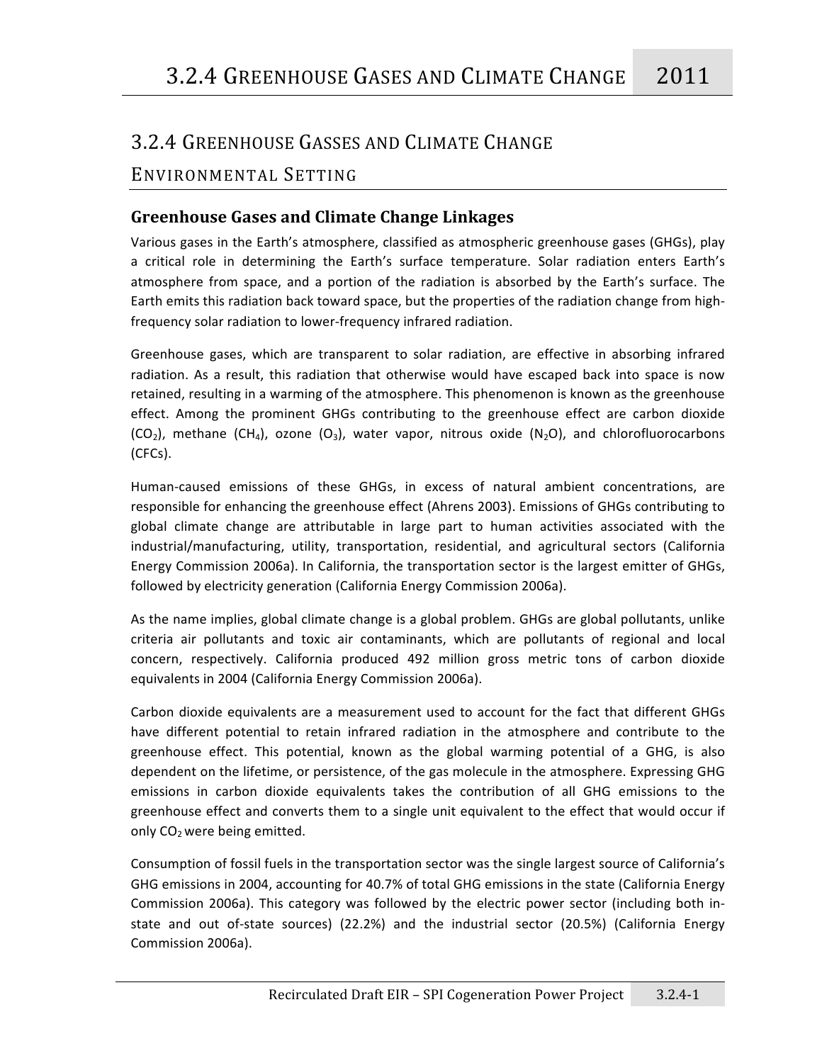# 3.2.4 Greenhouse Gasses and Climate Change

## Environmental Setting

### Greenhouse Gases and Climate Change Linkages

Various gases in the Earth's atmosphere, classified as atmospheric greenhouse gases (GHGs), play a critical role in determining the Earth's surface temperature. Solar radiation enters Earth's atmosphere from space, and a portion of the radiation is absorbed by the Earth's surface. The Earth emits this radiation back toward space, but the properties of the radiation change from high-frequency solar radiation to lower-frequency infrared radiation.

Greenhouse gases, which are transparent to solar radiation, are effective in absorbing infrared radiation. As a result, this radiation that otherwise would have escaped back into space is now retained, resulting in a warming of the atmosphere. This phenomenon is known as the greenhouse effect. Among the prominent GHGs contributing to the greenhouse effect are carbon dioxide ($CO_2$), methane ($CH_4$), ozone ($O_3$), water vapor, nitrous oxide ($N_2O$), and chlorofluorocarbons (CFCs).

Human-caused emissions of these GHGs, in excess of natural ambient concentrations, are responsible for enhancing the greenhouse effect (Ahrens 2003). Emissions of GHGs contributing to global climate change are attributable in large part to human activities associated with the industrial/manufacturing, utility, transportation, residential, and agricultural sectors (California Energy Commission 2006a). In California, the transportation sector is the largest emitter of GHGs, followed by electricity generation (California Energy Commission 2006a).

As the name implies, global climate change is a global problem. GHGs are global pollutants, unlike criteria air pollutants and toxic air contaminants, which are pollutants of regional and local concern, respectively. California produced 492 million gross metric tons of carbon dioxide equivalents in 2004 (California Energy Commission 2006a).

Carbon dioxide equivalents are a measurement used to account for the fact that different GHGs have different potential to retain infrared radiation in the atmosphere and contribute to the greenhouse effect. This potential, known as the global warming potential of a GHG, is also dependent on the lifetime, or persistence, of the gas molecule in the atmosphere. Expressing GHG emissions in carbon dioxide equivalents takes the contribution of all GHG emissions to the greenhouse effect and converts them to a single unit equivalent to the effect that would occur if only $CO_2$ were being emitted.

Consumption of fossil fuels in the transportation sector was the single largest source of California's GHG emissions in 2004, accounting for 40.7% of total GHG emissions in the state (California Energy Commission 2006a). This category was followed by the electric power sector (including both in-state and out of-state sources) (22.2%) and the industrial sector (20.5%) (California Energy Commission 2006a).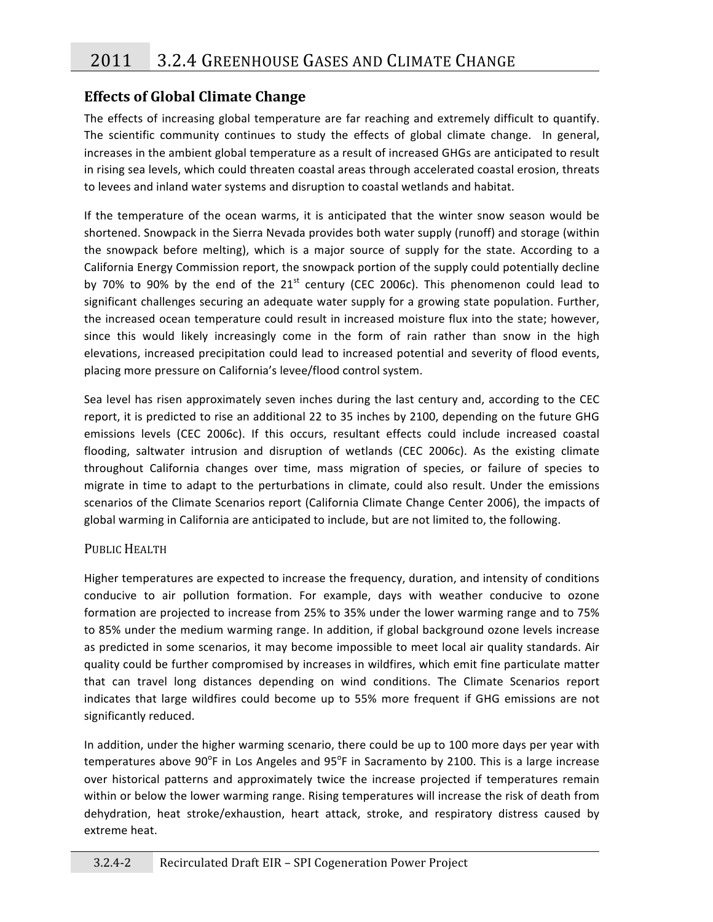## Effects of Global Climate Change

The effects of increasing global temperature are far reaching and extremely difficult to quantify. The scientific community continues to study the effects of global climate change. In general, increases in the ambient global temperature as a result of increased GHGs are anticipated to result in rising sea levels, which could threaten coastal areas through accelerated coastal erosion, threats to levees and inland water systems and disruption to coastal wetlands and habitat.

If the temperature of the ocean warms, it is anticipated that the winter snow season would be shortened. Snowpack in the Sierra Nevada provides both water supply (runoff) and storage (within the snowpack before melting), which is a major source of supply for the state. According to a California Energy Commission report, the snowpack portion of the supply could potentially decline by 70% to 90% by the end of the 21st century (CEC 2006c). This phenomenon could lead to significant challenges securing an adequate water supply for a growing state population. Further, the increased ocean temperature could result in increased moisture flux into the state; however, since this would likely increasingly come in the form of rain rather than snow in the high elevations, increased precipitation could lead to increased potential and severity of flood events, placing more pressure on California's levee/flood control system.

Sea level has risen approximately seven inches during the last century and, according to the CEC report, it is predicted to rise an additional 22 to 35 inches by 2100, depending on the future GHG emissions levels (CEC 2006c). If this occurs, resultant effects could include increased coastal flooding, saltwater intrusion and disruption of wetlands (CEC 2006c). As the existing climate throughout California changes over time, mass migration of species, or failure of species to migrate in time to adapt to the perturbations in climate, could also result. Under the emissions scenarios of the Climate Scenarios report (California Climate Change Center 2006), the impacts of global warming in California are anticipated to include, but are not limited to, the following.

### Public Health

Higher temperatures are expected to increase the frequency, duration, and intensity of conditions conducive to air pollution formation. For example, days with weather conducive to ozone formation are projected to increase from 25% to 35% under the lower warming range and to 75% to 85% under the medium warming range. In addition, if global background ozone levels increase as predicted in some scenarios, it may become impossible to meet local air quality standards. Air quality could be further compromised by increases in wildfires, which emit fine particulate matter that can travel long distances depending on wind conditions. The Climate Scenarios report indicates that large wildfires could become up to 55% more frequent if GHG emissions are not significantly reduced.

In addition, under the higher warming scenario, there could be up to 100 more days per year with temperatures above 90°F in Los Angeles and 95°F in Sacramento by 2100. This is a large increase over historical patterns and approximately twice the increase projected if temperatures remain within or below the lower warming range. Rising temperatures will increase the risk of death from dehydration, heat stroke/exhaustion, heart attack, stroke, and respiratory distress caused by extreme heat.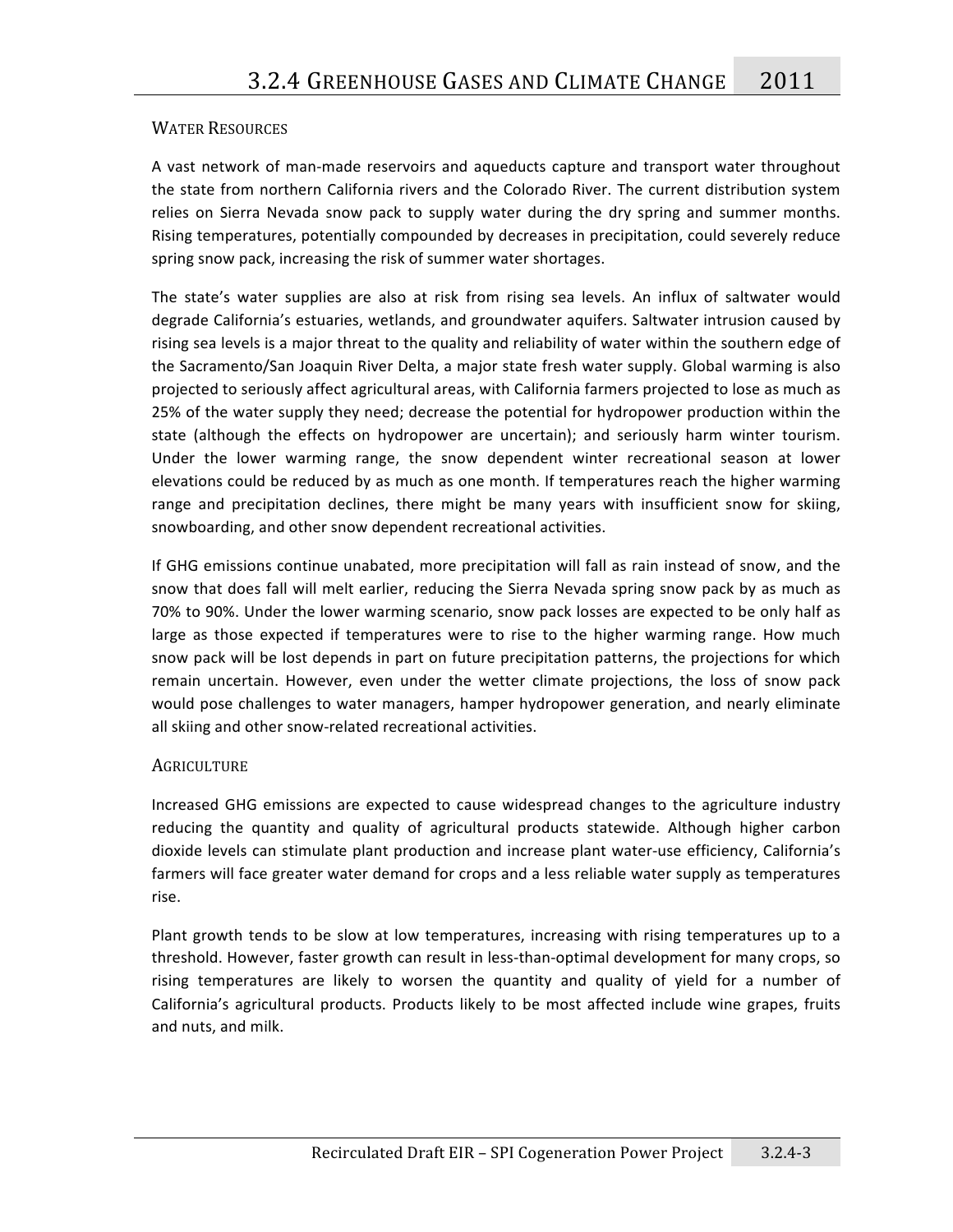### Water Resources

A vast network of man-made reservoirs and aqueducts capture and transport water throughout the state from northern California rivers and the Colorado River. The current distribution system relies on Sierra Nevada snow pack to supply water during the dry spring and summer months. Rising temperatures, potentially compounded by decreases in precipitation, could severely reduce spring snow pack, increasing the risk of summer water shortages.

The state's water supplies are also at risk from rising sea levels. An influx of saltwater would degrade California's estuaries, wetlands, and groundwater aquifers. Saltwater intrusion caused by rising sea levels is a major threat to the quality and reliability of water within the southern edge of the Sacramento/San Joaquin River Delta, a major state fresh water supply. Global warming is also projected to seriously affect agricultural areas, with California farmers projected to lose as much as 25% of the water supply they need; decrease the potential for hydropower production within the state (although the effects on hydropower are uncertain); and seriously harm winter tourism. Under the lower warming range, the snow dependent winter recreational season at lower elevations could be reduced by as much as one month. If temperatures reach the higher warming range and precipitation declines, there might be many years with insufficient snow for skiing, snowboarding, and other snow dependent recreational activities.

If GHG emissions continue unabated, more precipitation will fall as rain instead of snow, and the snow that does fall will melt earlier, reducing the Sierra Nevada spring snow pack by as much as 70% to 90%. Under the lower warming scenario, snow pack losses are expected to be only half as large as those expected if temperatures were to rise to the higher warming range. How much snow pack will be lost depends in part on future precipitation patterns, the projections for which remain uncertain. However, even under the wetter climate projections, the loss of snow pack would pose challenges to water managers, hamper hydropower generation, and nearly eliminate all skiing and other snow-related recreational activities.

### Agriculture

Increased GHG emissions are expected to cause widespread changes to the agriculture industry reducing the quantity and quality of agricultural products statewide. Although higher carbon dioxide levels can stimulate plant production and increase plant water-use efficiency, California's farmers will face greater water demand for crops and a less reliable water supply as temperatures rise.

Plant growth tends to be slow at low temperatures, increasing with rising temperatures up to a threshold. However, faster growth can result in less-than-optimal development for many crops, so rising temperatures are likely to worsen the quantity and quality of yield for a number of California's agricultural products. Products likely to be most affected include wine grapes, fruits and nuts, and milk.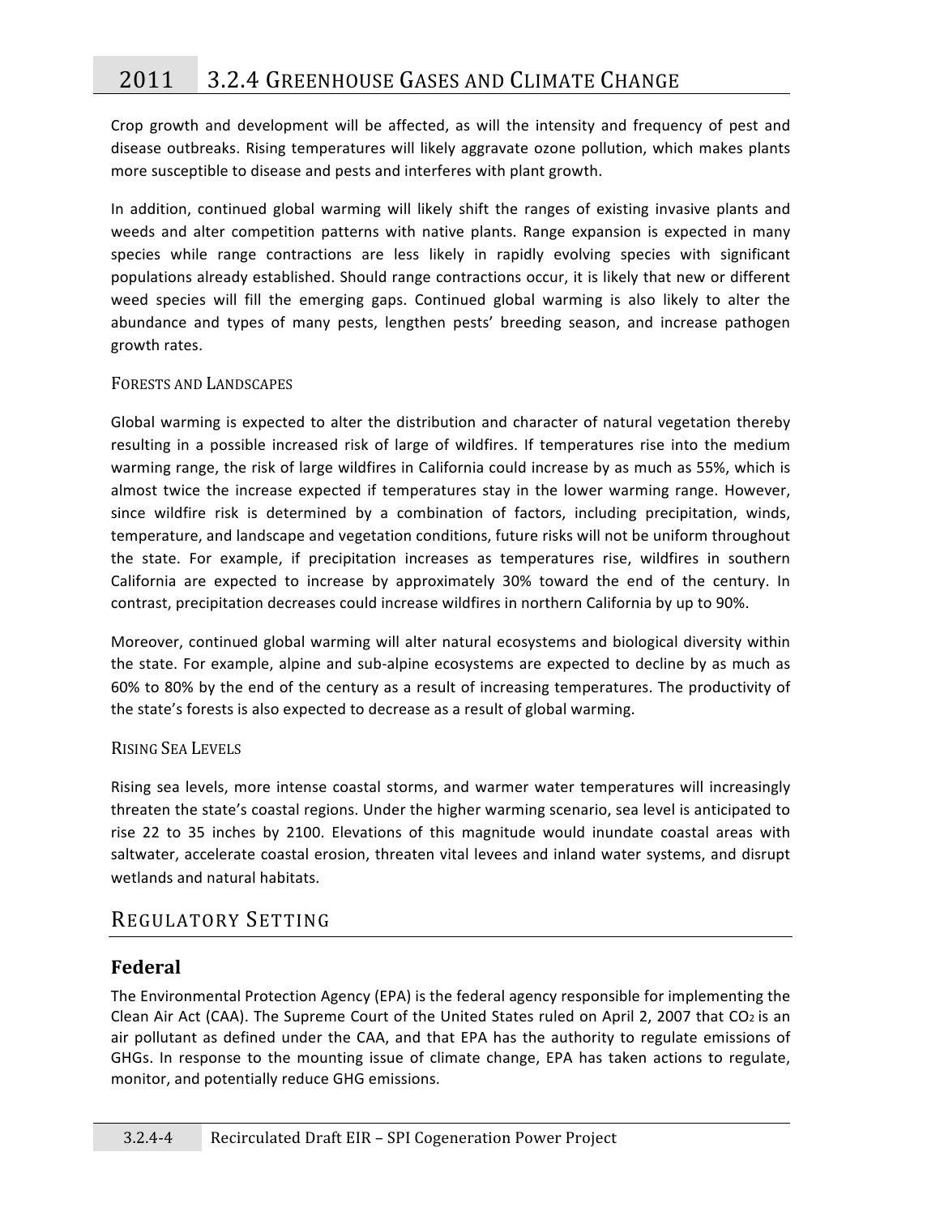Crop growth and development will be affected, as will the intensity and frequency of pest and disease outbreaks. Rising temperatures will likely aggravate ozone pollution, which makes plants more susceptible to disease and pests and interferes with plant growth.

In addition, continued global warming will likely shift the ranges of existing invasive plants and weeds and alter competition patterns with native plants. Range expansion is expected in many species while range contractions are less likely in rapidly evolving species with significant populations already established. Should range contractions occur, it is likely that new or different weed species will fill the emerging gaps. Continued global warming is also likely to alter the abundance and types of many pests, lengthen pests' breeding season, and increase pathogen growth rates.

#### FORESTS AND LANDSCAPES

Global warming is expected to alter the distribution and character of natural vegetation thereby resulting in a possible increased risk of large of wildfires. If temperatures rise into the medium warming range, the risk of large wildfires in California could increase by as much as 55%, which is almost twice the increase expected if temperatures stay in the lower warming range. However, since wildfire risk is determined by a combination of factors, including precipitation, winds, temperature, and landscape and vegetation conditions, future risks will not be uniform throughout the state. For example, if precipitation increases as temperatures rise, wildfires in southern California are expected to increase by approximately 30% toward the end of the century. In contrast, precipitation decreases could increase wildfires in northern California by up to 90%.

Moreover, continued global warming will alter natural ecosystems and biological diversity within the state. For example, alpine and sub-alpine ecosystems are expected to decline by as much as 60% to 80% by the end of the century as a result of increasing temperatures. The productivity of the state's forests is also expected to decrease as a result of global warming.

#### RISING SEA LEVELS

Rising sea levels, more intense coastal storms, and warmer water temperatures will increasingly threaten the state's coastal regions. Under the higher warming scenario, sea level is anticipated to rise 22 to 35 inches by 2100. Elevations of this magnitude would inundate coastal areas with saltwater, accelerate coastal erosion, threaten vital levees and inland water systems, and disrupt wetlands and natural habitats.

## REGULATORY SETTING

### Federal

The Environmental Protection Agency (EPA) is the federal agency responsible for implementing the Clean Air Act (CAA). The Supreme Court of the United States ruled on April 2, 2007 that $CO_2$ is an air pollutant as defined under the CAA, and that EPA has the authority to regulate emissions of GHGs. In response to the mounting issue of climate change, EPA has taken actions to regulate, monitor, and potentially reduce GHG emissions.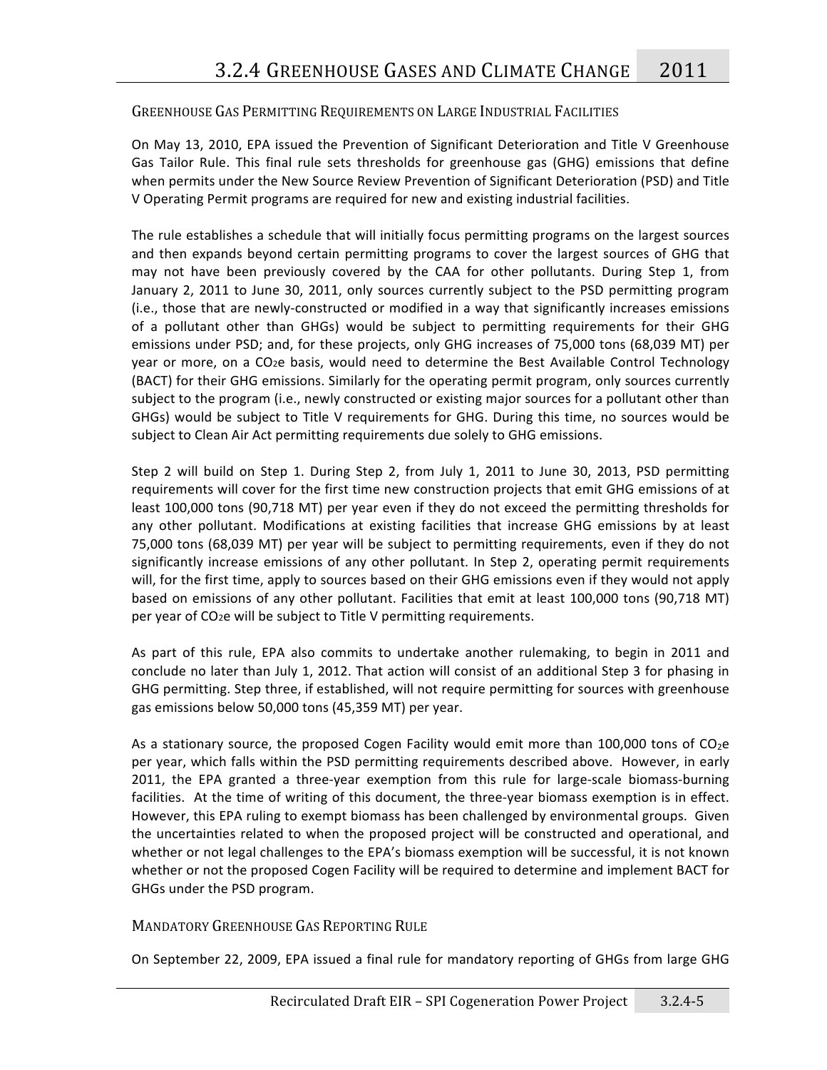### Greenhouse Gas Permitting Requirements on Large Industrial Facilities

On May 13, 2010, EPA issued the Prevention of Significant Deterioration and Title V Greenhouse Gas Tailor Rule. This final rule sets thresholds for greenhouse gas (GHG) emissions that define when permits under the New Source Review Prevention of Significant Deterioration (PSD) and Title V Operating Permit programs are required for new and existing industrial facilities.

The rule establishes a schedule that will initially focus permitting programs on the largest sources and then expands beyond certain permitting programs to cover the largest sources of GHG that may not have been previously covered by the CAA for other pollutants. During Step 1, from January 2, 2011 to June 30, 2011, only sources currently subject to the PSD permitting program (i.e., those that are newly-constructed or modified in a way that significantly increases emissions of a pollutant other than GHGs) would be subject to permitting requirements for their GHG emissions under PSD; and, for these projects, only GHG increases of 75,000 tons (68,039 MT) per year or more, on a $CO_2e$ basis, would need to determine the Best Available Control Technology (BACT) for their GHG emissions. Similarly for the operating permit program, only sources currently subject to the program (i.e., newly constructed or existing major sources for a pollutant other than GHGs) would be subject to Title V requirements for GHG. During this time, no sources would be subject to Clean Air Act permitting requirements due solely to GHG emissions.

Step 2 will build on Step 1. During Step 2, from July 1, 2011 to June 30, 2013, PSD permitting requirements will cover for the first time new construction projects that emit GHG emissions of at least 100,000 tons (90,718 MT) per year even if they do not exceed the permitting thresholds for any other pollutant. Modifications at existing facilities that increase GHG emissions by at least 75,000 tons (68,039 MT) per year will be subject to permitting requirements, even if they do not significantly increase emissions of any other pollutant. In Step 2, operating permit requirements will, for the first time, apply to sources based on their GHG emissions even if they would not apply based on emissions of any other pollutant. Facilities that emit at least 100,000 tons (90,718 MT) per year of $CO_2e$ will be subject to Title V permitting requirements.

As part of this rule, EPA also commits to undertake another rulemaking, to begin in 2011 and conclude no later than July 1, 2012. That action will consist of an additional Step 3 for phasing in GHG permitting. Step three, if established, will not require permitting for sources with greenhouse gas emissions below 50,000 tons (45,359 MT) per year.

As a stationary source, the proposed Cogen Facility would emit more than 100,000 tons of $CO_2e$ per year, which falls within the PSD permitting requirements described above. However, in early 2011, the EPA granted a three-year exemption from this rule for large-scale biomass-burning facilities. At the time of writing of this document, the three-year biomass exemption is in effect. However, this EPA ruling to exempt biomass has been challenged by environmental groups. Given the uncertainties related to when the proposed project will be constructed and operational, and whether or not legal challenges to the EPA's biomass exemption will be successful, it is not known whether or not the proposed Cogen Facility will be required to determine and implement BACT for GHGs under the PSD program.

### Mandatory Greenhouse Gas Reporting Rule

On September 22, 2009, EPA issued a final rule for mandatory reporting of GHGs from large GHG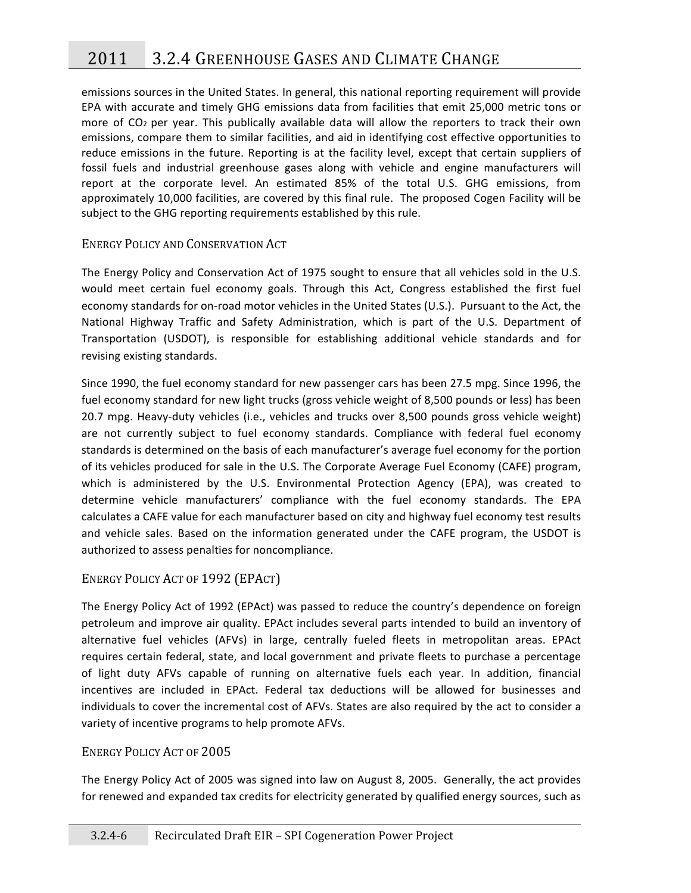emissions sources in the United States. In general, this national reporting requirement will provide EPA with accurate and timely GHG emissions data from facilities that emit 25,000 metric tons or more of $CO_2$ per year. This publically available data will allow the reporters to track their own emissions, compare them to similar facilities, and aid in identifying cost effective opportunities to reduce emissions in the future. Reporting is at the facility level, except that certain suppliers of fossil fuels and industrial greenhouse gases along with vehicle and engine manufacturers will report at the corporate level. An estimated 85% of the total U.S. GHG emissions, from approximately 10,000 facilities, are covered by this final rule. The proposed Cogen Facility will be subject to the GHG reporting requirements established by this rule.

### Energy Policy and Conservation Act

The Energy Policy and Conservation Act of 1975 sought to ensure that all vehicles sold in the U.S. would meet certain fuel economy goals. Through this Act, Congress established the first fuel economy standards for on-road motor vehicles in the United States (U.S.). Pursuant to the Act, the National Highway Traffic and Safety Administration, which is part of the U.S. Department of Transportation (USDOT), is responsible for establishing additional vehicle standards and for revising existing standards.

Since 1990, the fuel economy standard for new passenger cars has been 27.5 mpg. Since 1996, the fuel economy standard for new light trucks (gross vehicle weight of 8,500 pounds or less) has been 20.7 mpg. Heavy-duty vehicles (i.e., vehicles and trucks over 8,500 pounds gross vehicle weight) are not currently subject to fuel economy standards. Compliance with federal fuel economy standards is determined on the basis of each manufacturer's average fuel economy for the portion of its vehicles produced for sale in the U.S. The Corporate Average Fuel Economy (CAFE) program, which is administered by the U.S. Environmental Protection Agency (EPA), was created to determine vehicle manufacturers' compliance with the fuel economy standards. The EPA calculates a CAFE value for each manufacturer based on city and highway fuel economy test results and vehicle sales. Based on the information generated under the CAFE program, the USDOT is authorized to assess penalties for noncompliance.

### Energy Policy Act of 1992 (EPAct)

The Energy Policy Act of 1992 (EPAct) was passed to reduce the country's dependence on foreign petroleum and improve air quality. EPAct includes several parts intended to build an inventory of alternative fuel vehicles (AFVs) in large, centrally fueled fleets in metropolitan areas. EPAct requires certain federal, state, and local government and private fleets to purchase a percentage of light duty AFVs capable of running on alternative fuels each year. In addition, financial incentives are included in EPAct. Federal tax deductions will be allowed for businesses and individuals to cover the incremental cost of AFVs. States are also required by the act to consider a variety of incentive programs to help promote AFVs.

### Energy Policy Act of 2005

The Energy Policy Act of 2005 was signed into law on August 8, 2005. Generally, the act provides for renewed and expanded tax credits for electricity generated by qualified energy sources, such as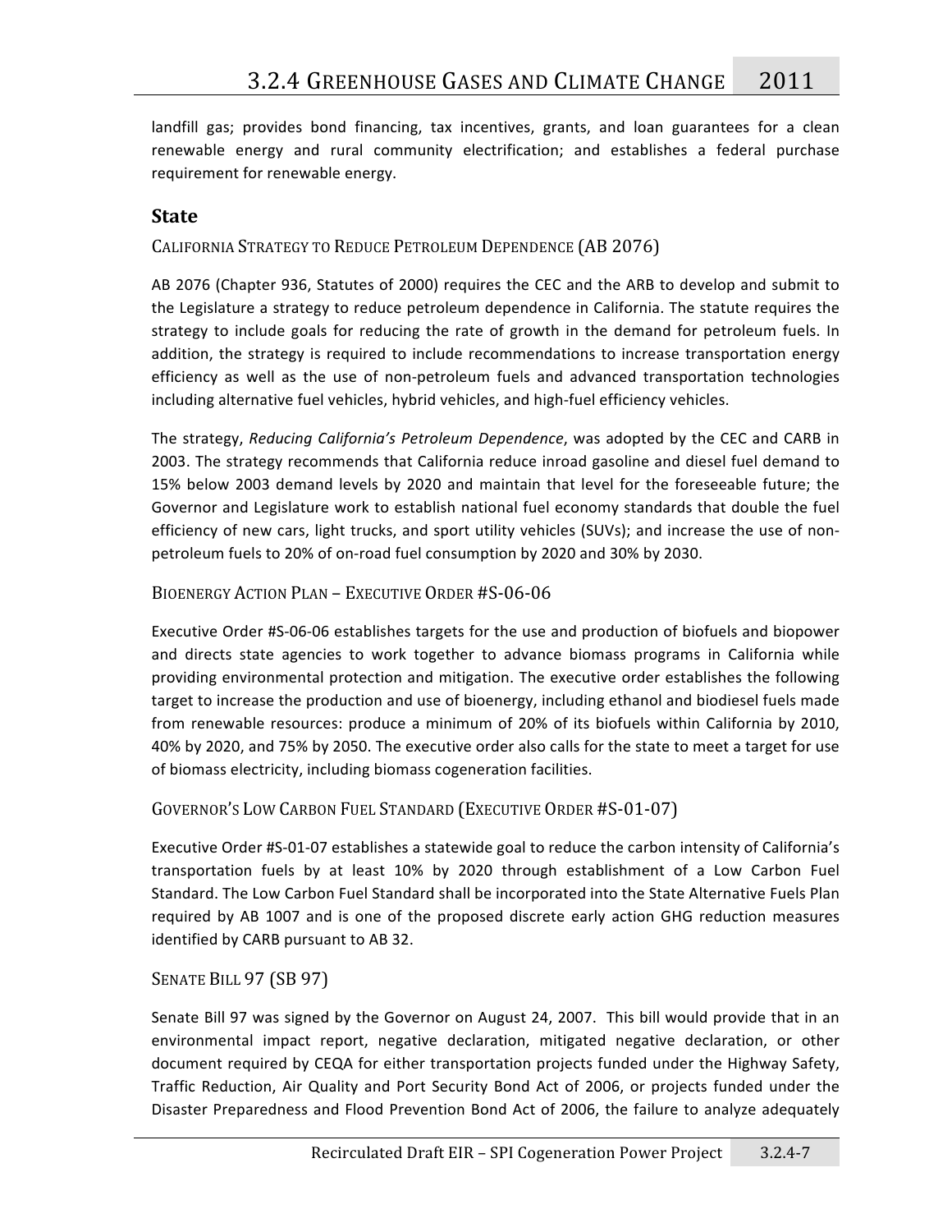landfill gas; provides bond financing, tax incentives, grants, and loan guarantees for a clean renewable energy and rural community electrification; and establishes a federal purchase requirement for renewable energy.

## State

### California Strategy to Reduce Petroleum Dependence (AB 2076)

AB 2076 (Chapter 936, Statutes of 2000) requires the CEC and the ARB to develop and submit to the Legislature a strategy to reduce petroleum dependence in California. The statute requires the strategy to include goals for reducing the rate of growth in the demand for petroleum fuels. In addition, the strategy is required to include recommendations to increase transportation energy efficiency as well as the use of non-petroleum fuels and advanced transportation technologies including alternative fuel vehicles, hybrid vehicles, and high-fuel efficiency vehicles.

The strategy, *Reducing California's Petroleum Dependence*, was adopted by the CEC and CARB in 2003. The strategy recommends that California reduce inroad gasoline and diesel fuel demand to 15% below 2003 demand levels by 2020 and maintain that level for the foreseeable future; the Governor and Legislature work to establish national fuel economy standards that double the fuel efficiency of new cars, light trucks, and sport utility vehicles (SUVs); and increase the use of non-petroleum fuels to 20% of on-road fuel consumption by 2020 and 30% by 2030.

### Bioenergy Action Plan – Executive Order #S-06-06

Executive Order #S-06-06 establishes targets for the use and production of biofuels and biopower and directs state agencies to work together to advance biomass programs in California while providing environmental protection and mitigation. The executive order establishes the following target to increase the production and use of bioenergy, including ethanol and biodiesel fuels made from renewable resources: produce a minimum of 20% of its biofuels within California by 2010, 40% by 2020, and 75% by 2050. The executive order also calls for the state to meet a target for use of biomass electricity, including biomass cogeneration facilities.

### Governor's Low Carbon Fuel Standard (Executive Order #S-01-07)

Executive Order #S-01-07 establishes a statewide goal to reduce the carbon intensity of California's transportation fuels by at least 10% by 2020 through establishment of a Low Carbon Fuel Standard. The Low Carbon Fuel Standard shall be incorporated into the State Alternative Fuels Plan required by AB 1007 and is one of the proposed discrete early action GHG reduction measures identified by CARB pursuant to AB 32.

### Senate Bill 97 (SB 97)

Senate Bill 97 was signed by the Governor on August 24, 2007. This bill would provide that in an environmental impact report, negative declaration, mitigated negative declaration, or other document required by CEQA for either transportation projects funded under the Highway Safety, Traffic Reduction, Air Quality and Port Security Bond Act of 2006, or projects funded under the Disaster Preparedness and Flood Prevention Bond Act of 2006, the failure to analyze adequately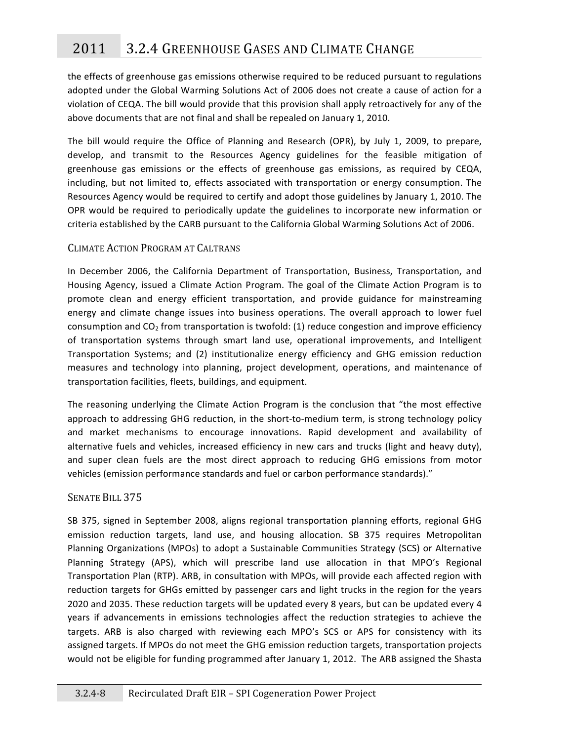the effects of greenhouse gas emissions otherwise required to be reduced pursuant to regulations adopted under the Global Warming Solutions Act of 2006 does not create a cause of action for a violation of CEQA. The bill would provide that this provision shall apply retroactively for any of the above documents that are not final and shall be repealed on January 1, 2010.

The bill would require the Office of Planning and Research (OPR), by July 1, 2009, to prepare, develop, and transmit to the Resources Agency guidelines for the feasible mitigation of greenhouse gas emissions or the effects of greenhouse gas emissions, as required by CEQA, including, but not limited to, effects associated with transportation or energy consumption. The Resources Agency would be required to certify and adopt those guidelines by January 1, 2010. The OPR would be required to periodically update the guidelines to incorporate new information or criteria established by the CARB pursuant to the California Global Warming Solutions Act of 2006.

### Climate Action Program at Caltrans

In December 2006, the California Department of Transportation, Business, Transportation, and Housing Agency, issued a Climate Action Program. The goal of the Climate Action Program is to promote clean and energy efficient transportation, and provide guidance for mainstreaming energy and climate change issues into business operations. The overall approach to lower fuel consumption and $CO_2$ from transportation is twofold: (1) reduce congestion and improve efficiency of transportation systems through smart land use, operational improvements, and Intelligent Transportation Systems; and (2) institutionalize energy efficiency and GHG emission reduction measures and technology into planning, project development, operations, and maintenance of transportation facilities, fleets, buildings, and equipment.

The reasoning underlying the Climate Action Program is the conclusion that "the most effective approach to addressing GHG reduction, in the short-to-medium term, is strong technology policy and market mechanisms to encourage innovations. Rapid development and availability of alternative fuels and vehicles, increased efficiency in new cars and trucks (light and heavy duty), and super clean fuels are the most direct approach to reducing GHG emissions from motor vehicles (emission performance standards and fuel or carbon performance standards)."

### Senate Bill 375

SB 375, signed in September 2008, aligns regional transportation planning efforts, regional GHG emission reduction targets, land use, and housing allocation. SB 375 requires Metropolitan Planning Organizations (MPOs) to adopt a Sustainable Communities Strategy (SCS) or Alternative Planning Strategy (APS), which will prescribe land use allocation in that MPO's Regional Transportation Plan (RTP). ARB, in consultation with MPOs, will provide each affected region with reduction targets for GHGs emitted by passenger cars and light trucks in the region for the years 2020 and 2035. These reduction targets will be updated every 8 years, but can be updated every 4 years if advancements in emissions technologies affect the reduction strategies to achieve the targets. ARB is also charged with reviewing each MPO's SCS or APS for consistency with its assigned targets. If MPOs do not meet the GHG emission reduction targets, transportation projects would not be eligible for funding programmed after January 1, 2012. The ARB assigned the Shasta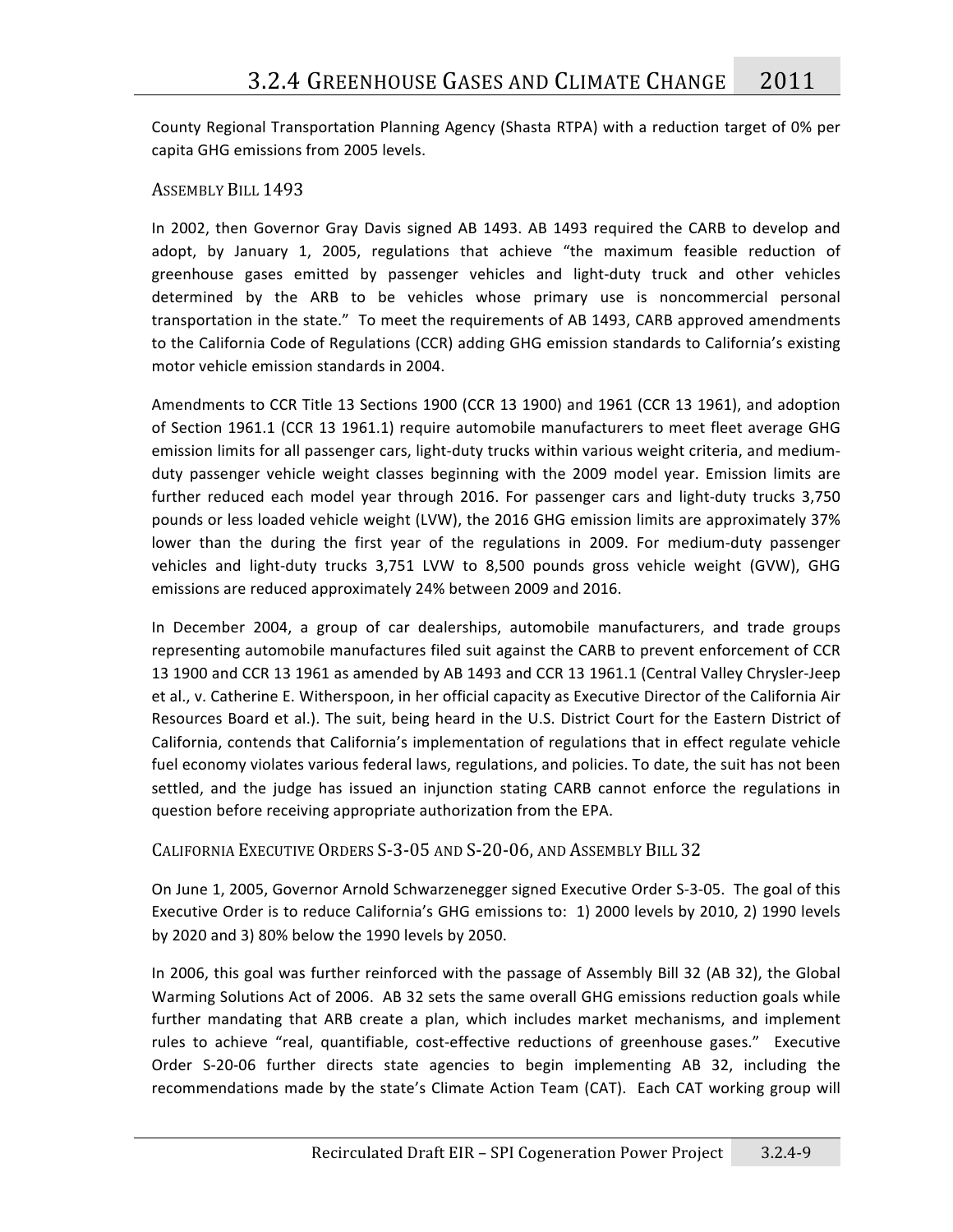County Regional Transportation Planning Agency (Shasta RTPA) with a reduction target of 0% per capita GHG emissions from 2005 levels.

### Assembly Bill 1493

In 2002, then Governor Gray Davis signed AB 1493. AB 1493 required the CARB to develop and adopt, by January 1, 2005, regulations that achieve "the maximum feasible reduction of greenhouse gases emitted by passenger vehicles and light-duty truck and other vehicles determined by the ARB to be vehicles whose primary use is noncommercial personal transportation in the state." To meet the requirements of AB 1493, CARB approved amendments to the California Code of Regulations (CCR) adding GHG emission standards to California's existing motor vehicle emission standards in 2004.

Amendments to CCR Title 13 Sections 1900 (CCR 13 1900) and 1961 (CCR 13 1961), and adoption of Section 1961.1 (CCR 13 1961.1) require automobile manufacturers to meet fleet average GHG emission limits for all passenger cars, light-duty trucks within various weight criteria, and medium-duty passenger vehicle weight classes beginning with the 2009 model year. Emission limits are further reduced each model year through 2016. For passenger cars and light-duty trucks 3,750 pounds or less loaded vehicle weight (LVW), the 2016 GHG emission limits are approximately 37% lower than the during the first year of the regulations in 2009. For medium-duty passenger vehicles and light-duty trucks 3,751 LVW to 8,500 pounds gross vehicle weight (GVW), GHG emissions are reduced approximately 24% between 2009 and 2016.

In December 2004, a group of car dealerships, automobile manufacturers, and trade groups representing automobile manufactures filed suit against the CARB to prevent enforcement of CCR 13 1900 and CCR 13 1961 as amended by AB 1493 and CCR 13 1961.1 (Central Valley Chrysler-Jeep et al., v. Catherine E. Witherspoon, in her official capacity as Executive Director of the California Air Resources Board et al.). The suit, being heard in the U.S. District Court for the Eastern District of California, contends that California's implementation of regulations that in effect regulate vehicle fuel economy violates various federal laws, regulations, and policies. To date, the suit has not been settled, and the judge has issued an injunction stating CARB cannot enforce the regulations in question before receiving appropriate authorization from the EPA.

### California Executive Orders S-3-05 and S-20-06, and Assembly Bill 32

On June 1, 2005, Governor Arnold Schwarzenegger signed Executive Order S-3-05. The goal of this Executive Order is to reduce California's GHG emissions to: 1) 2000 levels by 2010, 2) 1990 levels by 2020 and 3) 80% below the 1990 levels by 2050.

In 2006, this goal was further reinforced with the passage of Assembly Bill 32 (AB 32), the Global Warming Solutions Act of 2006. AB 32 sets the same overall GHG emissions reduction goals while further mandating that ARB create a plan, which includes market mechanisms, and implement rules to achieve "real, quantifiable, cost-effective reductions of greenhouse gases." Executive Order S-20-06 further directs state agencies to begin implementing AB 32, including the recommendations made by the state's Climate Action Team (CAT). Each CAT working group will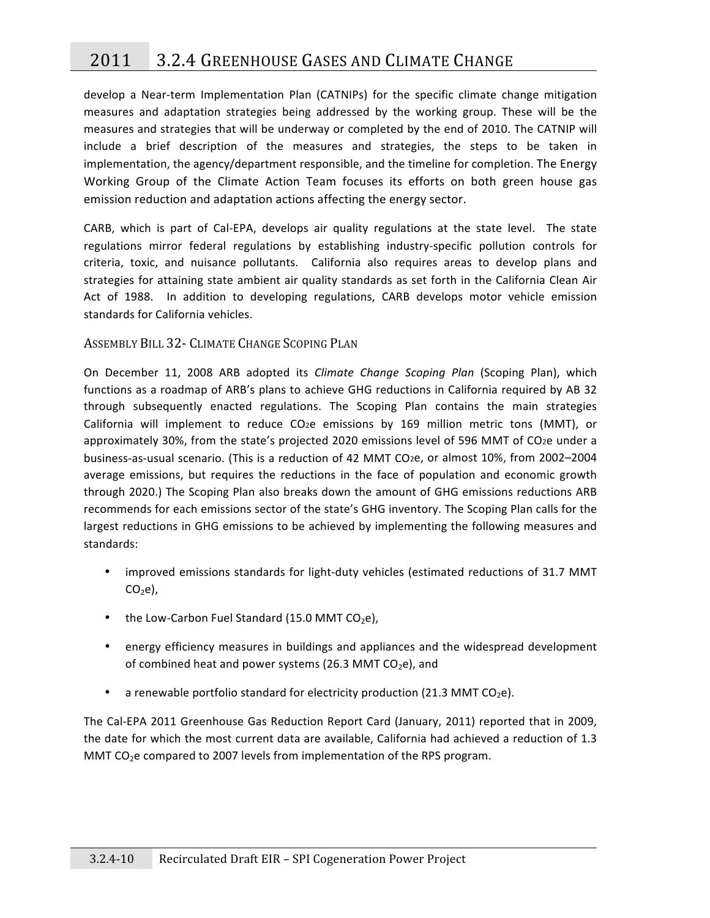develop a Near-term Implementation Plan (CATNIPs) for the specific climate change mitigation measures and adaptation strategies being addressed by the working group. These will be the measures and strategies that will be underway or completed by the end of 2010. The CATNIP will include a brief description of the measures and strategies, the steps to be taken in implementation, the agency/department responsible, and the timeline for completion. The Energy Working Group of the Climate Action Team focuses its efforts on both green house gas emission reduction and adaptation actions affecting the energy sector.

CARB, which is part of Cal-EPA, develops air quality regulations at the state level. The state regulations mirror federal regulations by establishing industry-specific pollution controls for criteria, toxic, and nuisance pollutants. California also requires areas to develop plans and strategies for attaining state ambient air quality standards as set forth in the California Clean Air Act of 1988. In addition to developing regulations, CARB develops motor vehicle emission standards for California vehicles.

### Assembly Bill 32- Climate Change Scoping Plan

On December 11, 2008 ARB adopted its *Climate Change Scoping Plan* (Scoping Plan), which functions as a roadmap of ARB's plans to achieve GHG reductions in California required by AB 32 through subsequently enacted regulations. The Scoping Plan contains the main strategies California will implement to reduce $CO_2e$ emissions by 169 million metric tons (MMT), or approximately 30%, from the state's projected 2020 emissions level of 596 MMT of $CO_2e$ under a business-as-usual scenario. (This is a reduction of 42 MMT $CO_2e$, or almost 10%, from 2002–2004 average emissions, but requires the reductions in the face of population and economic growth through 2020.) The Scoping Plan also breaks down the amount of GHG emissions reductions ARB recommends for each emissions sector of the state's GHG inventory. The Scoping Plan calls for the largest reductions in GHG emissions to be achieved by implementing the following measures and standards:

- improved emissions standards for light-duty vehicles (estimated reductions of 31.7 MMT $CO_2e$),
- the Low-Carbon Fuel Standard (15.0 MMT $CO_2e$),
- energy efficiency measures in buildings and appliances and the widespread development of combined heat and power systems (26.3 MMT $CO_2e$), and
- a renewable portfolio standard for electricity production (21.3 MMT $CO_2e$).

The Cal-EPA 2011 Greenhouse Gas Reduction Report Card (January, 2011) reported that in 2009, the date for which the most current data are available, California had achieved a reduction of 1.3 MMT $CO_2e$ compared to 2007 levels from implementation of the RPS program.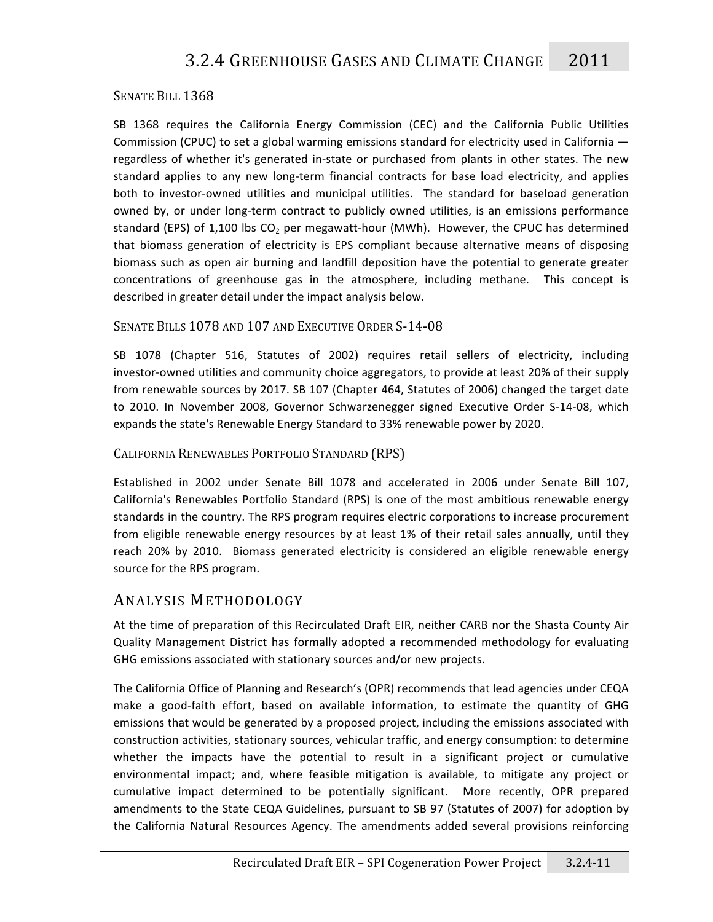### SENATE BILL 1368

SB 1368 requires the California Energy Commission (CEC) and the California Public Utilities Commission (CPUC) to set a global warming emissions standard for electricity used in California — regardless of whether it's generated in-state or purchased from plants in other states. The new standard applies to any new long-term financial contracts for base load electricity, and applies both to investor-owned utilities and municipal utilities. The standard for baseload generation owned by, or under long-term contract to publicly owned utilities, is an emissions performance standard (EPS) of 1,100 lbs $CO_2$ per megawatt-hour (MWh). However, the CPUC has determined that biomass generation of electricity is EPS compliant because alternative means of disposing biomass such as open air burning and landfill deposition have the potential to generate greater concentrations of greenhouse gas in the atmosphere, including methane. This concept is described in greater detail under the impact analysis below.

### SENATE BILLS 1078 AND 107 AND EXECUTIVE ORDER S-14-08

SB 1078 (Chapter 516, Statutes of 2002) requires retail sellers of electricity, including investor-owned utilities and community choice aggregators, to provide at least 20% of their supply from renewable sources by 2017. SB 107 (Chapter 464, Statutes of 2006) changed the target date to 2010. In November 2008, Governor Schwarzenegger signed Executive Order S-14-08, which expands the state's Renewable Energy Standard to 33% renewable power by 2020.

### CALIFORNIA RENEWABLES PORTFOLIO STANDARD (RPS)

Established in 2002 under Senate Bill 1078 and accelerated in 2006 under Senate Bill 107, California's Renewables Portfolio Standard (RPS) is one of the most ambitious renewable energy standards in the country. The RPS program requires electric corporations to increase procurement from eligible renewable energy resources by at least 1% of their retail sales annually, until they reach 20% by 2010. Biomass generated electricity is considered an eligible renewable energy source for the RPS program.

## ANALYSIS METHODOLOGY

At the time of preparation of this Recirculated Draft EIR, neither CARB nor the Shasta County Air Quality Management District has formally adopted a recommended methodology for evaluating GHG emissions associated with stationary sources and/or new projects.

The California Office of Planning and Research's (OPR) recommends that lead agencies under CEQA make a good-faith effort, based on available information, to estimate the quantity of GHG emissions that would be generated by a proposed project, including the emissions associated with construction activities, stationary sources, vehicular traffic, and energy consumption: to determine whether the impacts have the potential to result in a significant project or cumulative environmental impact; and, where feasible mitigation is available, to mitigate any project or cumulative impact determined to be potentially significant. More recently, OPR prepared amendments to the State CEQA Guidelines, pursuant to SB 97 (Statutes of 2007) for adoption by the California Natural Resources Agency. The amendments added several provisions reinforcing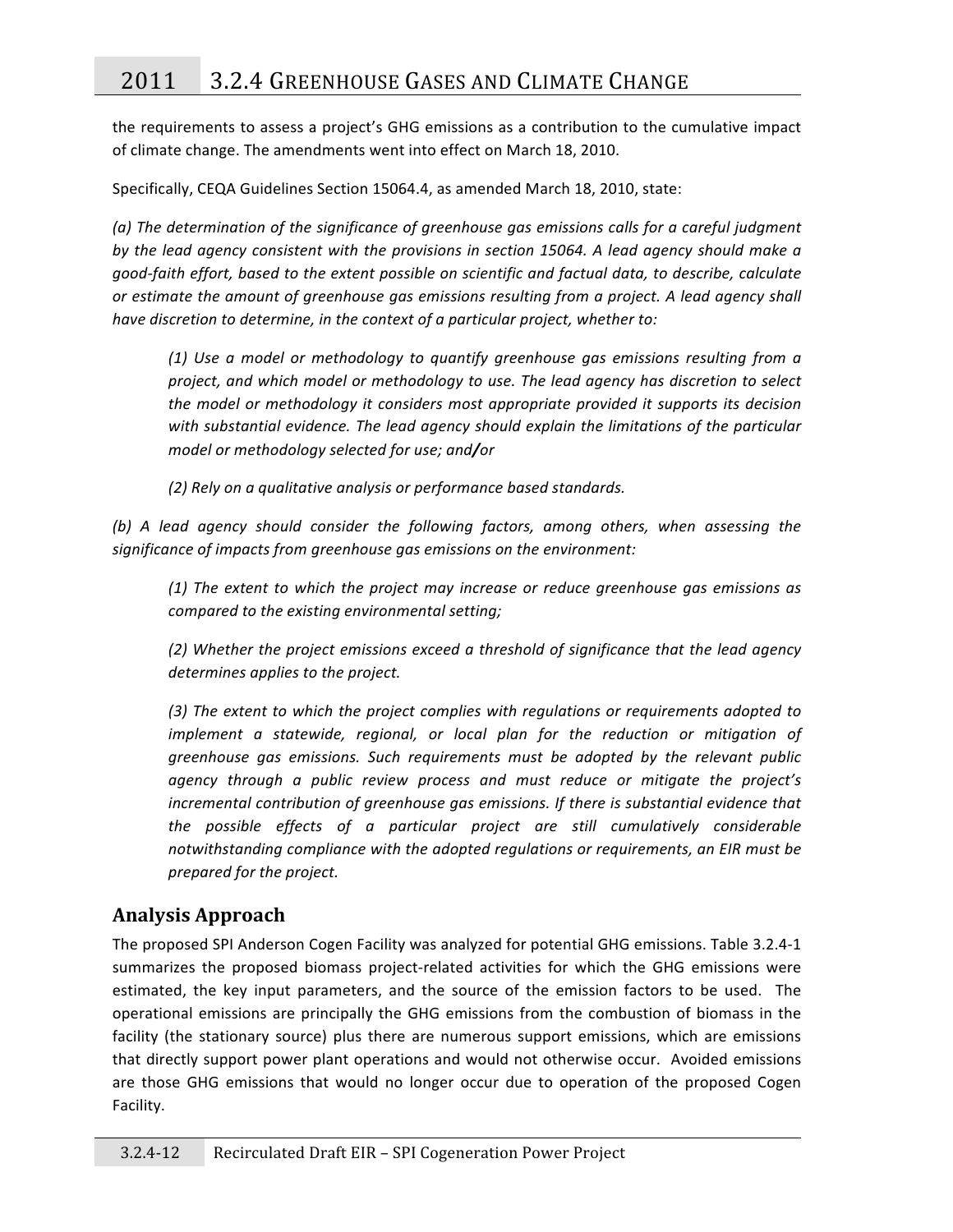the requirements to assess a project's GHG emissions as a contribution to the cumulative impact of climate change. The amendments went into effect on March 18, 2010.

Specifically, CEQA Guidelines Section 15064.4, as amended March 18, 2010, state:

*(a) The determination of the significance of greenhouse gas emissions calls for a careful judgment by the lead agency consistent with the provisions in section 15064. A lead agency should make a good-faith effort, based to the extent possible on scientific and factual data, to describe, calculate or estimate the amount of greenhouse gas emissions resulting from a project. A lead agency shall have discretion to determine, in the context of a particular project, whether to:*

> *(1) Use a model or methodology to quantify greenhouse gas emissions resulting from a project, and which model or methodology to use. The lead agency has discretion to select the model or methodology it considers most appropriate provided it supports its decision with substantial evidence. The lead agency should explain the limitations of the particular model or methodology selected for use; and/or*
>
> *(2) Rely on a qualitative analysis or performance based standards.*

*(b) A lead agency should consider the following factors, among others, when assessing the significance of impacts from greenhouse gas emissions on the environment:*

> *(1) The extent to which the project may increase or reduce greenhouse gas emissions as compared to the existing environmental setting;*
>
> *(2) Whether the project emissions exceed a threshold of significance that the lead agency determines applies to the project.*
>
> *(3) The extent to which the project complies with regulations or requirements adopted to implement a statewide, regional, or local plan for the reduction or mitigation of greenhouse gas emissions. Such requirements must be adopted by the relevant public agency through a public review process and must reduce or mitigate the project's incremental contribution of greenhouse gas emissions. If there is substantial evidence that the possible effects of a particular project are still cumulatively considerable notwithstanding compliance with the adopted regulations or requirements, an EIR must be prepared for the project.*

## Analysis Approach

The proposed SPI Anderson Cogen Facility was analyzed for potential GHG emissions. Table 3.2.4-1 summarizes the proposed biomass project-related activities for which the GHG emissions were estimated, the key input parameters, and the source of the emission factors to be used. The operational emissions are principally the GHG emissions from the combustion of biomass in the facility (the stationary source) plus there are numerous support emissions, which are emissions that directly support power plant operations and would not otherwise occur. Avoided emissions are those GHG emissions that would no longer occur due to operation of the proposed Cogen Facility.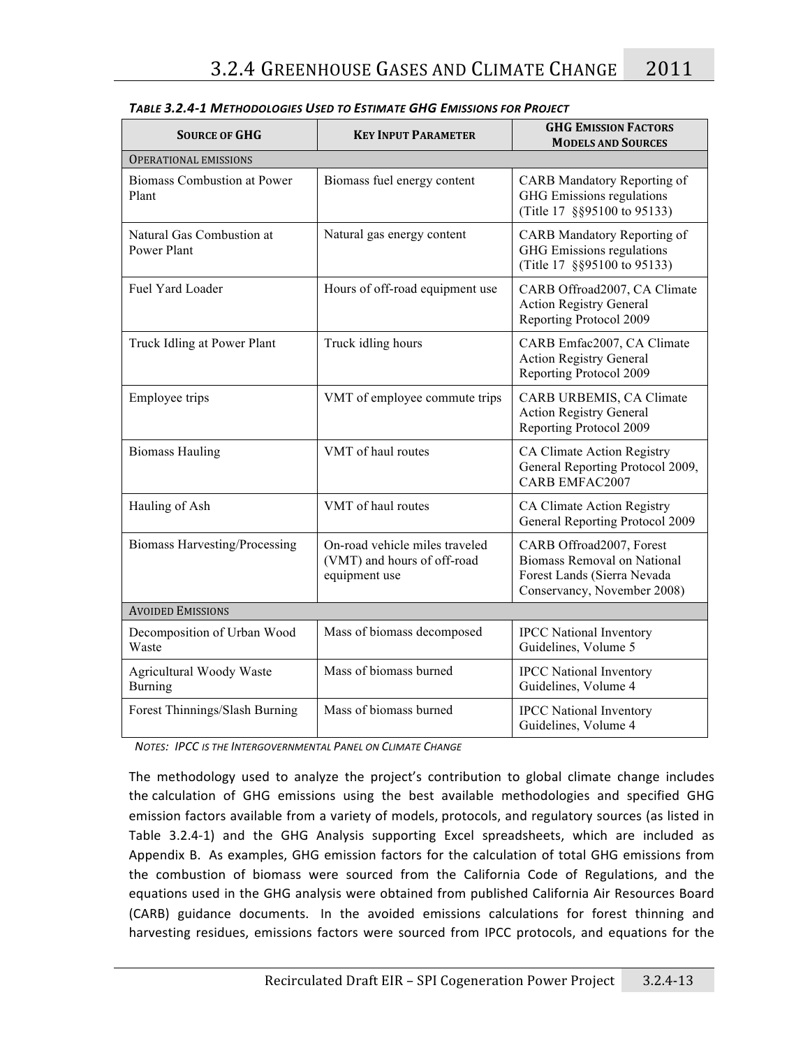*TABLE 3.2.4-1 METHODOLOGIES USED TO ESTIMATE GHG EMISSIONS FOR PROJECT*

| SOURCE OF GHG | KEY INPUT PARAMETER | GHG EMISSION FACTORS MODELS AND SOURCES |
|---|---|---|
| OPERATIONAL EMISSIONS | | |
| Biomass Combustion at Power Plant | Biomass fuel energy content | CARB Mandatory Reporting of GHG Emissions regulations (Title 17 §§95100 to 95133) |
| Natural Gas Combustion at Power Plant | Natural gas energy content | CARB Mandatory Reporting of GHG Emissions regulations (Title 17 §§95100 to 95133) |
| Fuel Yard Loader | Hours of off-road equipment use | CARB Offroad2007, CA Climate Action Registry General Reporting Protocol 2009 |
| Truck Idling at Power Plant | Truck idling hours | CARB Emfac2007, CA Climate Action Registry General Reporting Protocol 2009 |
| Employee trips | VMT of employee commute trips | CARB URBEMIS, CA Climate Action Registry General Reporting Protocol 2009 |
| Biomass Hauling | VMT of haul routes | CA Climate Action Registry General Reporting Protocol 2009, CARB EMFAC2007 |
| Hauling of Ash | VMT of haul routes | CA Climate Action Registry General Reporting Protocol 2009 |
| Biomass Harvesting/Processing | On-road vehicle miles traveled (VMT) and hours of off-road equipment use | CARB Offroad2007, Forest Biomass Removal on National Forest Lands (Sierra Nevada Conservancy, November 2008) |
| AVOIDED EMISSIONS | | |
| Decomposition of Urban Wood Waste | Mass of biomass decomposed | IPCC National Inventory Guidelines, Volume 5 |
| Agricultural Woody Waste Burning | Mass of biomass burned | IPCC National Inventory Guidelines, Volume 4 |
| Forest Thinnings/Slash Burning | Mass of biomass burned | IPCC National Inventory Guidelines, Volume 4 |

*NOTES: IPCC IS THE INTERGOVERNMENTAL PANEL ON CLIMATE CHANGE*

The methodology used to analyze the project's contribution to global climate change includes the calculation of GHG emissions using the best available methodologies and specified GHG emission factors available from a variety of models, protocols, and regulatory sources (as listed in Table 3.2.4-1) and the GHG Analysis supporting Excel spreadsheets, which are included as Appendix B. As examples, GHG emission factors for the calculation of total GHG emissions from the combustion of biomass were sourced from the California Code of Regulations, and the equations used in the GHG analysis were obtained from published California Air Resources Board (CARB) guidance documents. In the avoided emissions calculations for forest thinning and harvesting residues, emissions factors were sourced from IPCC protocols, and equations for the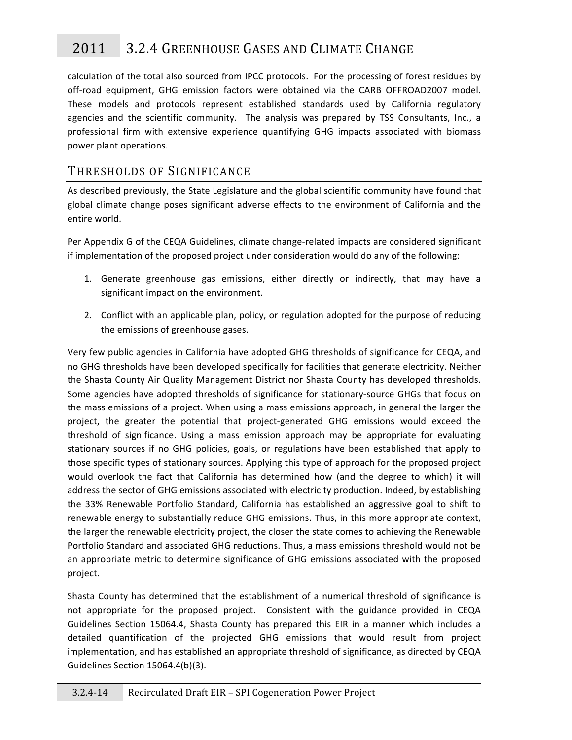calculation of the total also sourced from IPCC protocols. For the processing of forest residues by off-road equipment, GHG emission factors were obtained via the CARB OFFROAD2007 model. These models and protocols represent established standards used by California regulatory agencies and the scientific community. The analysis was prepared by TSS Consultants, Inc., a professional firm with extensive experience quantifying GHG impacts associated with biomass power plant operations.

## Thresholds of Significance

As described previously, the State Legislature and the global scientific community have found that global climate change poses significant adverse effects to the environment of California and the entire world.

Per Appendix G of the CEQA Guidelines, climate change-related impacts are considered significant if implementation of the proposed project under consideration would do any of the following:

1. Generate greenhouse gas emissions, either directly or indirectly, that may have a significant impact on the environment.
2. Conflict with an applicable plan, policy, or regulation adopted for the purpose of reducing the emissions of greenhouse gases.

Very few public agencies in California have adopted GHG thresholds of significance for CEQA, and no GHG thresholds have been developed specifically for facilities that generate electricity. Neither the Shasta County Air Quality Management District nor Shasta County has developed thresholds. Some agencies have adopted thresholds of significance for stationary-source GHGs that focus on the mass emissions of a project. When using a mass emissions approach, in general the larger the project, the greater the potential that project-generated GHG emissions would exceed the threshold of significance. Using a mass emission approach may be appropriate for evaluating stationary sources if no GHG policies, goals, or regulations have been established that apply to those specific types of stationary sources. Applying this type of approach for the proposed project would overlook the fact that California has determined how (and the degree to which) it will address the sector of GHG emissions associated with electricity production. Indeed, by establishing the 33% Renewable Portfolio Standard, California has established an aggressive goal to shift to renewable energy to substantially reduce GHG emissions. Thus, in this more appropriate context, the larger the renewable electricity project, the closer the state comes to achieving the Renewable Portfolio Standard and associated GHG reductions. Thus, a mass emissions threshold would not be an appropriate metric to determine significance of GHG emissions associated with the proposed project.

Shasta County has determined that the establishment of a numerical threshold of significance is not appropriate for the proposed project. Consistent with the guidance provided in CEQA Guidelines Section 15064.4, Shasta County has prepared this EIR in a manner which includes a detailed quantification of the projected GHG emissions that would result from project implementation, and has established an appropriate threshold of significance, as directed by CEQA Guidelines Section 15064.4(b)(3).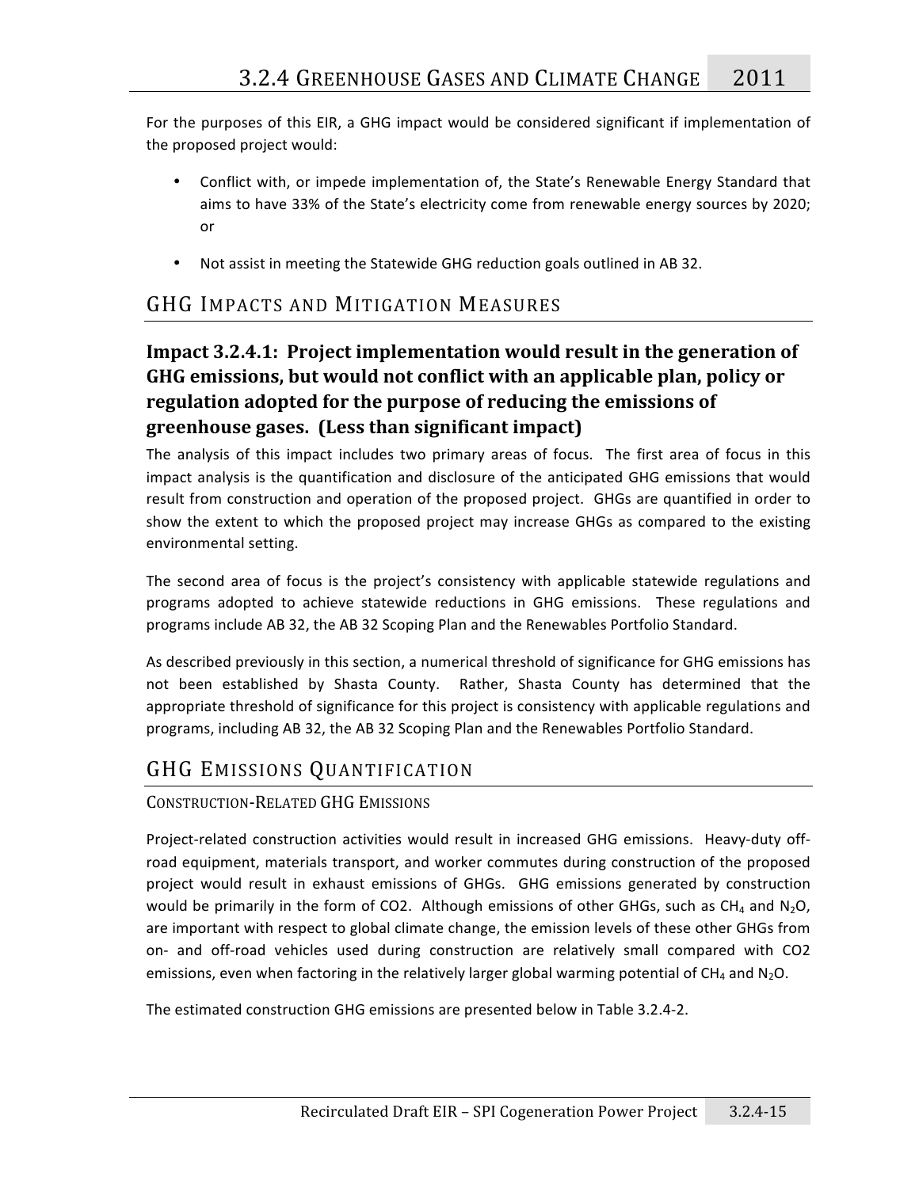For the purposes of this EIR, a GHG impact would be considered significant if implementation of the proposed project would:

- Conflict with, or impede implementation of, the State's Renewable Energy Standard that aims to have 33% of the State's electricity come from renewable energy sources by 2020; or
- Not assist in meeting the Statewide GHG reduction goals outlined in AB 32.

## GHG Impacts and Mitigation Measures

### Impact 3.2.4.1: Project implementation would result in the generation of GHG emissions, but would not conflict with an applicable plan, policy or regulation adopted for the purpose of reducing the emissions of greenhouse gases. (Less than significant impact)

The analysis of this impact includes two primary areas of focus. The first area of focus in this impact analysis is the quantification and disclosure of the anticipated GHG emissions that would result from construction and operation of the proposed project. GHGs are quantified in order to show the extent to which the proposed project may increase GHGs as compared to the existing environmental setting.

The second area of focus is the project's consistency with applicable statewide regulations and programs adopted to achieve statewide reductions in GHG emissions. These regulations and programs include AB 32, the AB 32 Scoping Plan and the Renewables Portfolio Standard.

As described previously in this section, a numerical threshold of significance for GHG emissions has not been established by Shasta County. Rather, Shasta County has determined that the appropriate threshold of significance for this project is consistency with applicable regulations and programs, including AB 32, the AB 32 Scoping Plan and the Renewables Portfolio Standard.

## GHG Emissions Quantification

### Construction-Related GHG Emissions

Project-related construction activities would result in increased GHG emissions. Heavy-duty off-road equipment, materials transport, and worker commutes during construction of the proposed project would result in exhaust emissions of GHGs. GHG emissions generated by construction would be primarily in the form of CO2. Although emissions of other GHGs, such as $CH_4$ and $N_2O$, are important with respect to global climate change, the emission levels of these other GHGs from on- and off-road vehicles used during construction are relatively small compared with CO2 emissions, even when factoring in the relatively larger global warming potential of $CH_4$ and $N_2O$.

The estimated construction GHG emissions are presented below in Table 3.2.4-2.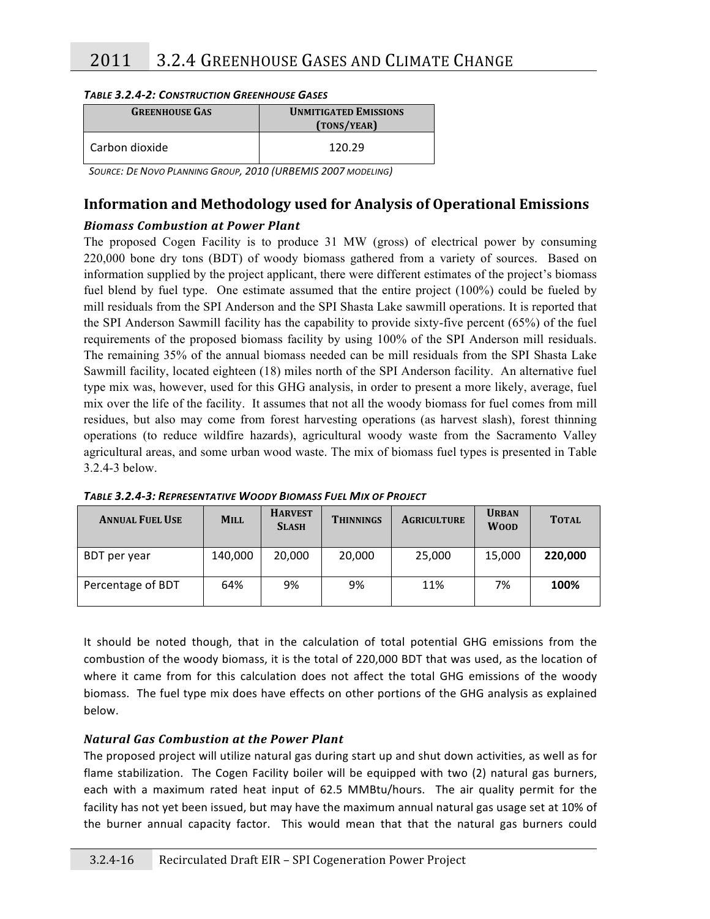***Table 3.2.4-2: Construction Greenhouse Gases***

| Greenhouse Gas | Unmitigated Emissions (tons/year) |
| --- | --- |
| Carbon dioxide | 120.29 |

*Source: De Novo Planning Group, 2010 (URBEMIS 2007 modeling)*

## Information and Methodology used for Analysis of Operational Emissions

### *Biomass Combustion at Power Plant*

The proposed Cogen Facility is to produce 31 MW (gross) of electrical power by consuming 220,000 bone dry tons (BDT) of woody biomass gathered from a variety of sources. Based on information supplied by the project applicant, there were different estimates of the project's biomass fuel blend by fuel type. One estimate assumed that the entire project (100%) could be fueled by mill residuals from the SPI Anderson and the SPI Shasta Lake sawmill operations. It is reported that the SPI Anderson Sawmill facility has the capability to provide sixty-five percent (65%) of the fuel requirements of the proposed biomass facility by using 100% of the SPI Anderson mill residuals. The remaining 35% of the annual biomass needed can be mill residuals from the SPI Shasta Lake Sawmill facility, located eighteen (18) miles north of the SPI Anderson facility. An alternative fuel type mix was, however, used for this GHG analysis, in order to present a more likely, average, fuel mix over the life of the facility. It assumes that not all the woody biomass for fuel comes from mill residues, but also may come from forest harvesting operations (as harvest slash), forest thinning operations (to reduce wildfire hazards), agricultural woody waste from the Sacramento Valley agricultural areas, and some urban wood waste. The mix of biomass fuel types is presented in Table 3.2.4-3 below.

***Table 3.2.4-3: Representative Woody Biomass Fuel Mix of Project***

| Annual Fuel Use | Mill | Harvest Slash | Thinnings | Agriculture | Urban Wood | Total |
| --- | --- | --- | --- | --- | --- | --- |
| BDT per year | 140,000 | 20,000 | 20,000 | 25,000 | 15,000 | **220,000** |
| Percentage of BDT | 64% | 9% | 9% | 11% | 7% | **100%** |

It should be noted though, that in the calculation of total potential GHG emissions from the combustion of the woody biomass, it is the total of 220,000 BDT that was used, as the location of where it came from for this calculation does not affect the total GHG emissions of the woody biomass. The fuel type mix does have effects on other portions of the GHG analysis as explained below.

### *Natural Gas Combustion at the Power Plant*

The proposed project will utilize natural gas during start up and shut down activities, as well as for flame stabilization. The Cogen Facility boiler will be equipped with two (2) natural gas burners, each with a maximum rated heat input of 62.5 MMBtu/hours. The air quality permit for the facility has not yet been issued, but may have the maximum annual natural gas usage set at 10% of the burner annual capacity factor. This would mean that that the natural gas burners could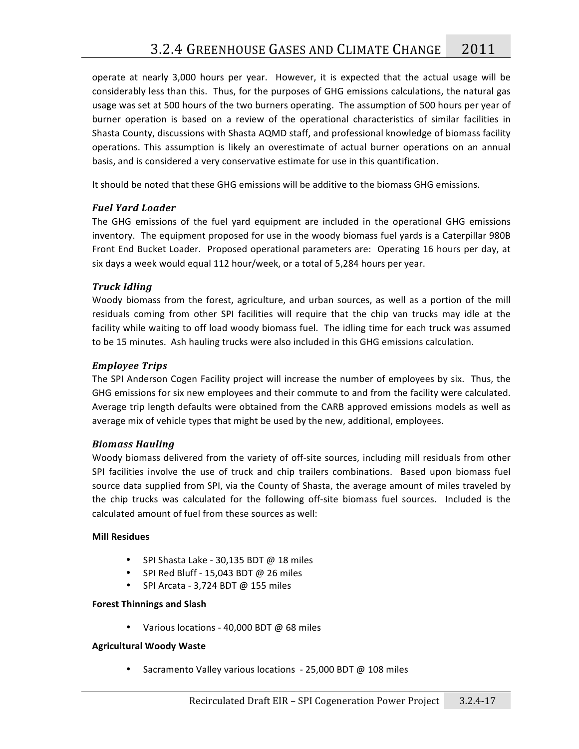operate at nearly 3,000 hours per year. However, it is expected that the actual usage will be considerably less than this. Thus, for the purposes of GHG emissions calculations, the natural gas usage was set at 500 hours of the two burners operating. The assumption of 500 hours per year of burner operation is based on a review of the operational characteristics of similar facilities in Shasta County, discussions with Shasta AQMD staff, and professional knowledge of biomass facility operations. This assumption is likely an overestimate of actual burner operations on an annual basis, and is considered a very conservative estimate for use in this quantification.

It should be noted that these GHG emissions will be additive to the biomass GHG emissions.

### *Fuel Yard Loader*

The GHG emissions of the fuel yard equipment are included in the operational GHG emissions inventory. The equipment proposed for use in the woody biomass fuel yards is a Caterpillar 980B Front End Bucket Loader. Proposed operational parameters are: Operating 16 hours per day, at six days a week would equal 112 hour/week, or a total of 5,284 hours per year.

### *Truck Idling*

Woody biomass from the forest, agriculture, and urban sources, as well as a portion of the mill residuals coming from other SPI facilities will require that the chip van trucks may idle at the facility while waiting to off load woody biomass fuel. The idling time for each truck was assumed to be 15 minutes. Ash hauling trucks were also included in this GHG emissions calculation.

### *Employee Trips*

The SPI Anderson Cogen Facility project will increase the number of employees by six. Thus, the GHG emissions for six new employees and their commute to and from the facility were calculated. Average trip length defaults were obtained from the CARB approved emissions models as well as average mix of vehicle types that might be used by the new, additional, employees.

### *Biomass Hauling*

Woody biomass delivered from the variety of off-site sources, including mill residuals from other SPI facilities involve the use of truck and chip trailers combinations. Based upon biomass fuel source data supplied from SPI, via the County of Shasta, the average amount of miles traveled by the chip trucks was calculated for the following off-site biomass fuel sources. Included is the calculated amount of fuel from these sources as well:

**Mill Residues**

- SPI Shasta Lake - 30,135 BDT @ 18 miles
- SPI Red Bluff - 15,043 BDT @ 26 miles
- SPI Arcata - 3,724 BDT @ 155 miles

**Forest Thinnings and Slash**

- Various locations - 40,000 BDT @ 68 miles

**Agricultural Woody Waste**

- Sacramento Valley various locations - 25,000 BDT @ 108 miles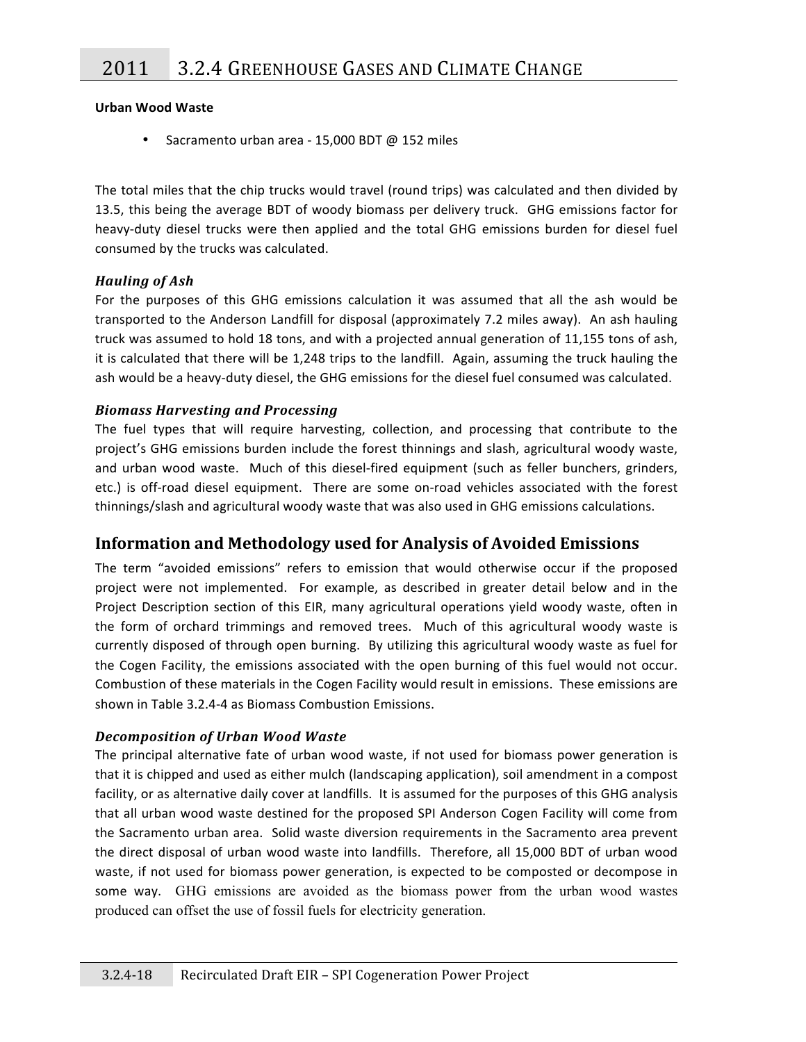**Urban Wood Waste**

- Sacramento urban area - 15,000 BDT @ 152 miles

The total miles that the chip trucks would travel (round trips) was calculated and then divided by 13.5, this being the average BDT of woody biomass per delivery truck. GHG emissions factor for heavy-duty diesel trucks were then applied and the total GHG emissions burden for diesel fuel consumed by the trucks was calculated.

### *Hauling of Ash*

For the purposes of this GHG emissions calculation it was assumed that all the ash would be transported to the Anderson Landfill for disposal (approximately 7.2 miles away). An ash hauling truck was assumed to hold 18 tons, and with a projected annual generation of 11,155 tons of ash, it is calculated that there will be 1,248 trips to the landfill. Again, assuming the truck hauling the ash would be a heavy-duty diesel, the GHG emissions for the diesel fuel consumed was calculated.

### *Biomass Harvesting and Processing*

The fuel types that will require harvesting, collection, and processing that contribute to the project's GHG emissions burden include the forest thinnings and slash, agricultural woody waste, and urban wood waste. Much of this diesel-fired equipment (such as feller bunchers, grinders, etc.) is off-road diesel equipment. There are some on-road vehicles associated with the forest thinnings/slash and agricultural woody waste that was also used in GHG emissions calculations.

## Information and Methodology used for Analysis of Avoided Emissions

The term "avoided emissions" refers to emission that would otherwise occur if the proposed project were not implemented. For example, as described in greater detail below and in the Project Description section of this EIR, many agricultural operations yield woody waste, often in the form of orchard trimmings and removed trees. Much of this agricultural woody waste is currently disposed of through open burning. By utilizing this agricultural woody waste as fuel for the Cogen Facility, the emissions associated with the open burning of this fuel would not occur. Combustion of these materials in the Cogen Facility would result in emissions. These emissions are shown in Table 3.2.4-4 as Biomass Combustion Emissions.

### *Decomposition of Urban Wood Waste*

The principal alternative fate of urban wood waste, if not used for biomass power generation is that it is chipped and used as either mulch (landscaping application), soil amendment in a compost facility, or as alternative daily cover at landfills. It is assumed for the purposes of this GHG analysis that all urban wood waste destined for the proposed SPI Anderson Cogen Facility will come from the Sacramento urban area. Solid waste diversion requirements in the Sacramento area prevent the direct disposal of urban wood waste into landfills. Therefore, all 15,000 BDT of urban wood waste, if not used for biomass power generation, is expected to be composted or decompose in some way. GHG emissions are avoided as the biomass power from the urban wood wastes produced can offset the use of fossil fuels for electricity generation.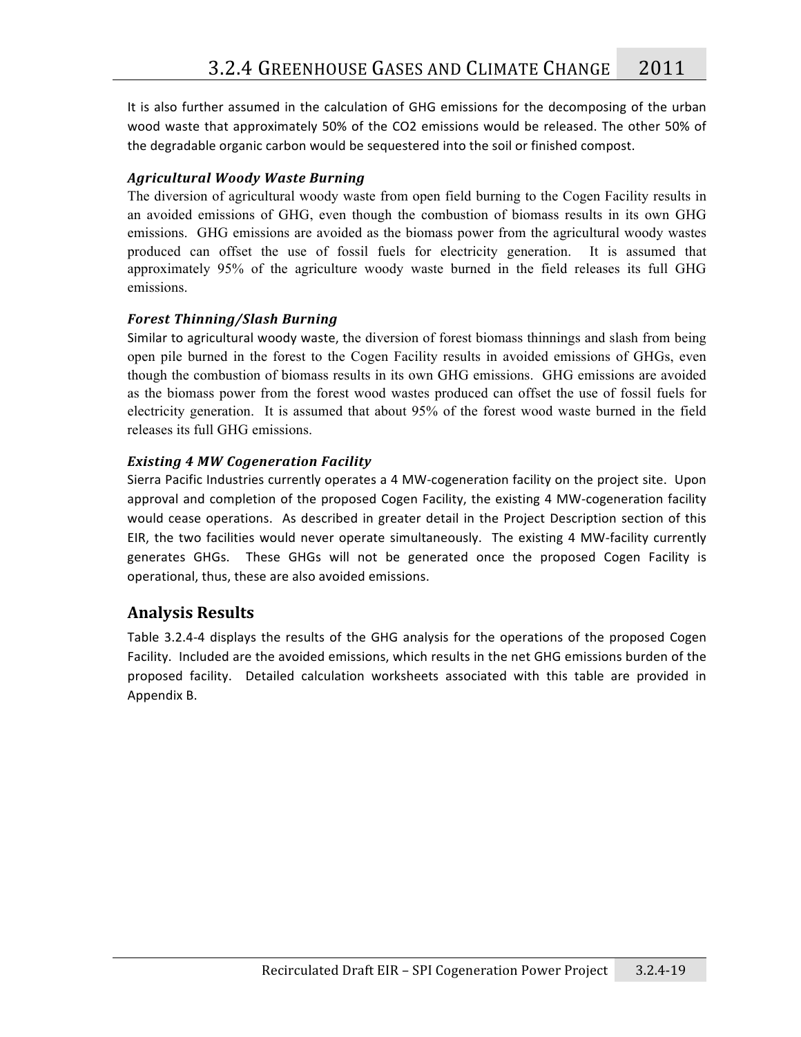It is also further assumed in the calculation of GHG emissions for the decomposing of the urban wood waste that approximately 50% of the $CO_2$ emissions would be released. The other 50% of the degradable organic carbon would be sequestered into the soil or finished compost.

### *Agricultural Woody Waste Burning*

The diversion of agricultural woody waste from open field burning to the Cogen Facility results in an avoided emissions of GHG, even though the combustion of biomass results in its own GHG emissions. GHG emissions are avoided as the biomass power from the agricultural woody wastes produced can offset the use of fossil fuels for electricity generation. It is assumed that approximately 95% of the agriculture woody waste burned in the field releases its full GHG emissions.

### *Forest Thinning/Slash Burning*

Similar to agricultural woody waste, the diversion of forest biomass thinnings and slash from being open pile burned in the forest to the Cogen Facility results in avoided emissions of GHGs, even though the combustion of biomass results in its own GHG emissions. GHG emissions are avoided as the biomass power from the forest wood wastes produced can offset the use of fossil fuels for electricity generation. It is assumed that about 95% of the forest wood waste burned in the field releases its full GHG emissions.

### *Existing 4 MW Cogeneration Facility*

Sierra Pacific Industries currently operates a 4 MW-cogeneration facility on the project site. Upon approval and completion of the proposed Cogen Facility, the existing 4 MW-cogeneration facility would cease operations. As described in greater detail in the Project Description section of this EIR, the two facilities would never operate simultaneously. The existing 4 MW-facility currently generates GHGs. These GHGs will not be generated once the proposed Cogen Facility is operational, thus, these are also avoided emissions.

## Analysis Results

Table 3.2.4-4 displays the results of the GHG analysis for the operations of the proposed Cogen Facility. Included are the avoided emissions, which results in the net GHG emissions burden of the proposed facility. Detailed calculation worksheets associated with this table are provided in Appendix B.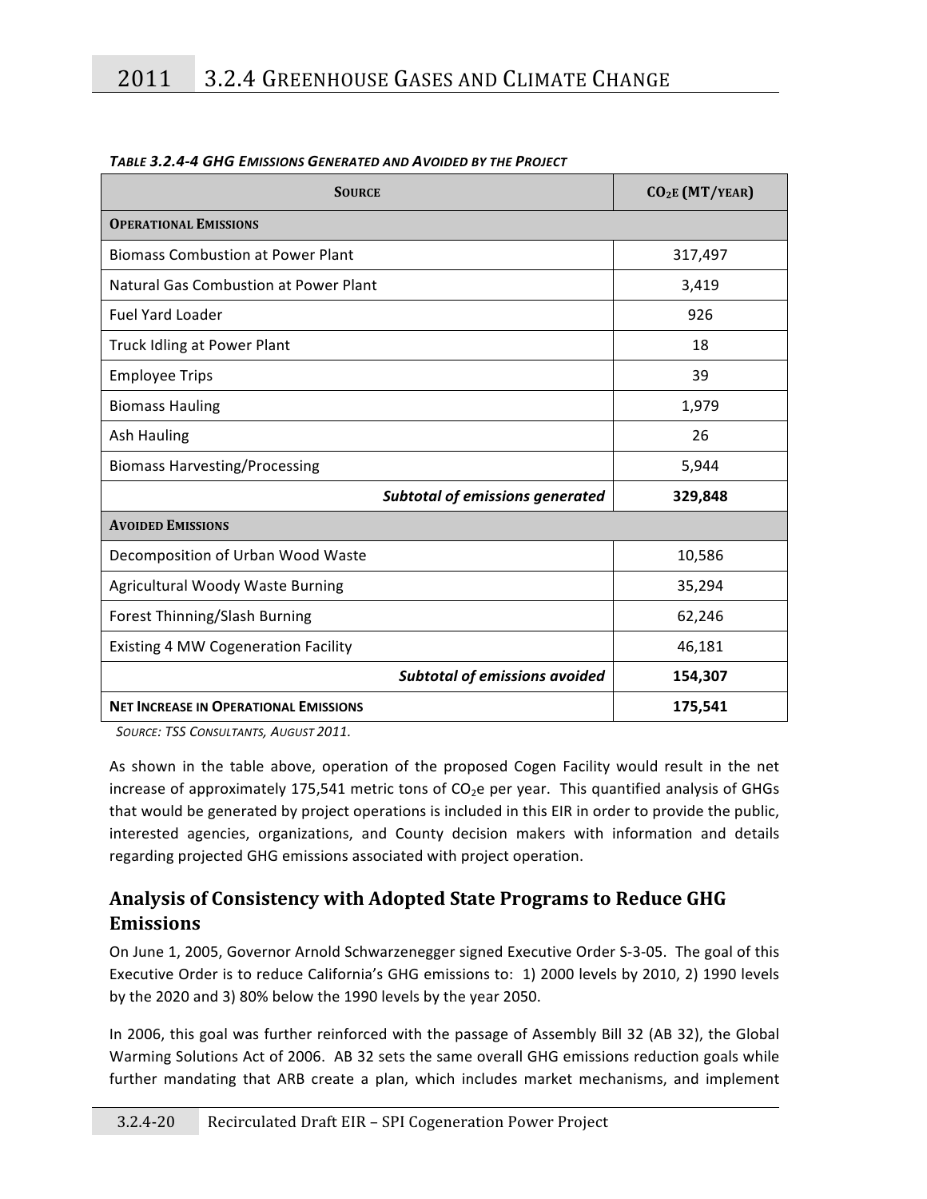*TABLE 3.2.4-4 GHG EMISSIONS GENERATED AND AVOIDED BY THE PROJECT*

| SOURCE | $CO_2E$ (MT/YEAR) |
| --- | --- |
| **OPERATIONAL EMISSIONS** | |
| Biomass Combustion at Power Plant | 317,497 |
| Natural Gas Combustion at Power Plant | 3,419 |
| Fuel Yard Loader | 926 |
| Truck Idling at Power Plant | 18 |
| Employee Trips | 39 |
| Biomass Hauling | 1,979 |
| Ash Hauling | 26 |
| Biomass Harvesting/Processing | 5,944 |
| ***Subtotal of emissions generated*** | **329,848** |
| **AVOIDED EMISSIONS** | |
| Decomposition of Urban Wood Waste | 10,586 |
| Agricultural Woody Waste Burning | 35,294 |
| Forest Thinning/Slash Burning | 62,246 |
| Existing 4 MW Cogeneration Facility | 46,181 |
| ***Subtotal of emissions avoided*** | **154,307** |
| **NET INCREASE IN OPERATIONAL EMISSIONS** | **175,541** |

*SOURCE: TSS CONSULTANTS, AUGUST 2011.*

As shown in the table above, operation of the proposed Cogen Facility would result in the net increase of approximately 175,541 metric tons of $CO_2e$ per year. This quantified analysis of GHGs that would be generated by project operations is included in this EIR in order to provide the public, interested agencies, organizations, and County decision makers with information and details regarding projected GHG emissions associated with project operation.

## Analysis of Consistency with Adopted State Programs to Reduce GHG Emissions

On June 1, 2005, Governor Arnold Schwarzenegger signed Executive Order S-3-05. The goal of this Executive Order is to reduce California's GHG emissions to: 1) 2000 levels by 2010, 2) 1990 levels by the 2020 and 3) 80% below the 1990 levels by the year 2050.

In 2006, this goal was further reinforced with the passage of Assembly Bill 32 (AB 32), the Global Warming Solutions Act of 2006. AB 32 sets the same overall GHG emissions reduction goals while further mandating that ARB create a plan, which includes market mechanisms, and implement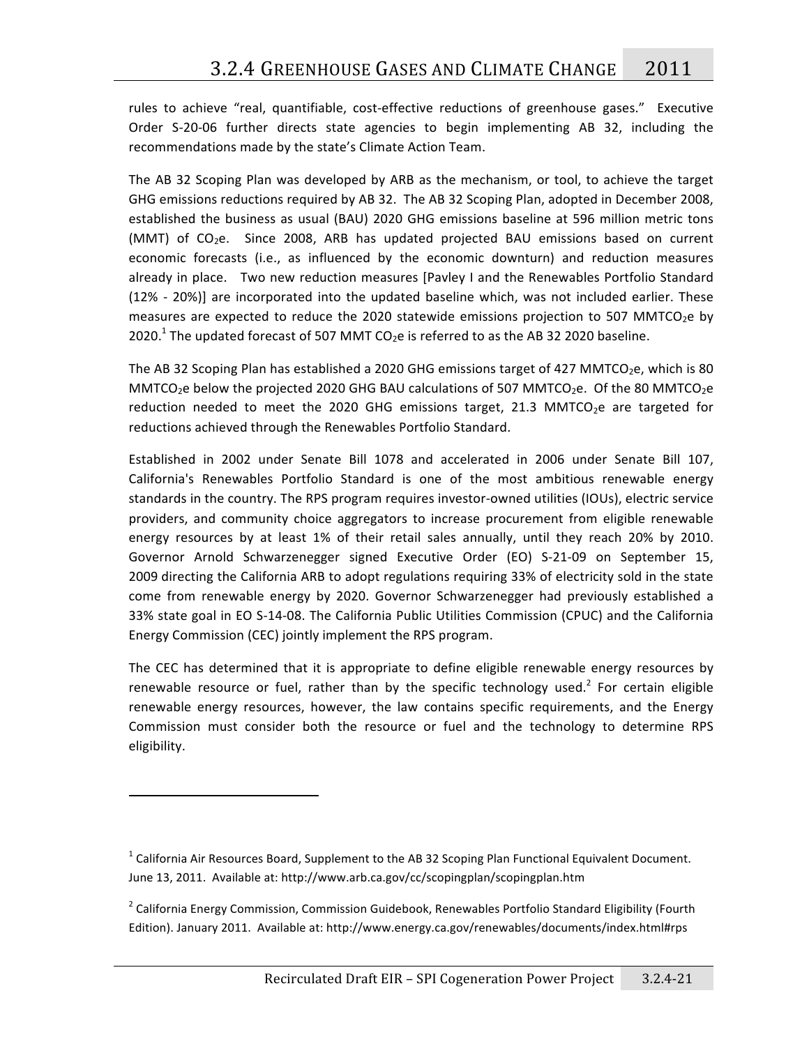rules to achieve "real, quantifiable, cost-effective reductions of greenhouse gases." Executive Order S-20-06 further directs state agencies to begin implementing AB 32, including the recommendations made by the state's Climate Action Team.

The AB 32 Scoping Plan was developed by ARB as the mechanism, or tool, to achieve the target GHG emissions reductions required by AB 32. The AB 32 Scoping Plan, adopted in December 2008, established the business as usual (BAU) 2020 GHG emissions baseline at 596 million metric tons (MMT) of $CO_2e$. Since 2008, ARB has updated projected BAU emissions based on current economic forecasts (i.e., as influenced by the economic downturn) and reduction measures already in place. Two new reduction measures [Pavley I and the Renewables Portfolio Standard (12% - 20%)] are incorporated into the updated baseline which, was not included earlier. These measures are expected to reduce the 2020 statewide emissions projection to 507 $MMTCO_2e$ by 2020.[1] The updated forecast of 507 MMT $CO_2e$ is referred to as the AB 32 2020 baseline.

The AB 32 Scoping Plan has established a 2020 GHG emissions target of 427 $MMTCO_2e$, which is 80 $MMTCO_2e$ below the projected 2020 GHG BAU calculations of 507 $MMTCO_2e$. Of the 80 $MMTCO_2e$ reduction needed to meet the 2020 GHG emissions target, 21.3 $MMTCO_2e$ are targeted for reductions achieved through the Renewables Portfolio Standard.

Established in 2002 under Senate Bill 1078 and accelerated in 2006 under Senate Bill 107, California's Renewables Portfolio Standard is one of the most ambitious renewable energy standards in the country. The RPS program requires investor-owned utilities (IOUs), electric service providers, and community choice aggregators to increase procurement from eligible renewable energy resources by at least 1% of their retail sales annually, until they reach 20% by 2010. Governor Arnold Schwarzenegger signed Executive Order (EO) S-21-09 on September 15, 2009 directing the California ARB to adopt regulations requiring 33% of electricity sold in the state come from renewable energy by 2020. Governor Schwarzenegger had previously established a 33% state goal in EO S-14-08. The California Public Utilities Commission (CPUC) and the California Energy Commission (CEC) jointly implement the RPS program.

The CEC has determined that it is appropriate to define eligible renewable energy resources by renewable resource or fuel, rather than by the specific technology used.[2] For certain eligible renewable energy resources, however, the law contains specific requirements, and the Energy Commission must consider both the resource or fuel and the technology to determine RPS eligibility.

---

[1] California Air Resources Board, Supplement to the AB 32 Scoping Plan Functional Equivalent Document. June 13, 2011. Available at: http://www.arb.ca.gov/cc/scopingplan/scopingplan.htm

[2] California Energy Commission, Commission Guidebook, Renewables Portfolio Standard Eligibility (Fourth Edition). January 2011. Available at: http://www.energy.ca.gov/renewables/documents/index.html#rps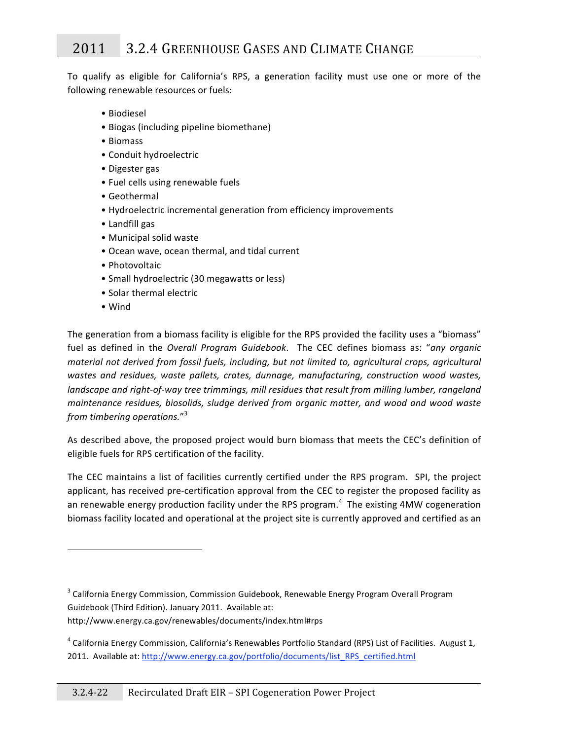To qualify as eligible for California's RPS, a generation facility must use one or more of the following renewable resources or fuels:

- Biodiesel
- Biogas (including pipeline biomethane)
- Biomass
- Conduit hydroelectric
- Digester gas
- Fuel cells using renewable fuels
- Geothermal
- Hydroelectric incremental generation from efficiency improvements
- Landfill gas
- Municipal solid waste
- Ocean wave, ocean thermal, and tidal current
- Photovoltaic
- Small hydroelectric (30 megawatts or less)
- Solar thermal electric
- Wind

The generation from a biomass facility is eligible for the RPS provided the facility uses a "biomass" fuel as defined in the *Overall Program Guidebook*. The CEC defines biomass as: "*any organic material not derived from fossil fuels, including, but not limited to, agricultural crops, agricultural wastes and residues, waste pallets, crates, dunnage, manufacturing, construction wood wastes, landscape and right-of-way tree trimmings, mill residues that result from milling lumber, rangeland maintenance residues, biosolids, sludge derived from organic matter, and wood and wood waste from timbering operations.*"[3]

As described above, the proposed project would burn biomass that meets the CEC's definition of eligible fuels for RPS certification of the facility.

The CEC maintains a list of facilities currently certified under the RPS program. SPI, the project applicant, has received pre-certification approval from the CEC to register the proposed facility as an renewable energy production facility under the RPS program.[4] The existing 4MW cogeneration biomass facility located and operational at the project site is currently approved and certified as an

---

[3] California Energy Commission, Commission Guidebook, Renewable Energy Program Overall Program Guidebook (Third Edition). January 2011. Available at: http://www.energy.ca.gov/renewables/documents/index.html#rps

[4] California Energy Commission, California's Renewables Portfolio Standard (RPS) List of Facilities. August 1, 2011. Available at: http://www.energy.ca.gov/portfolio/documents/list_RPS_certified.html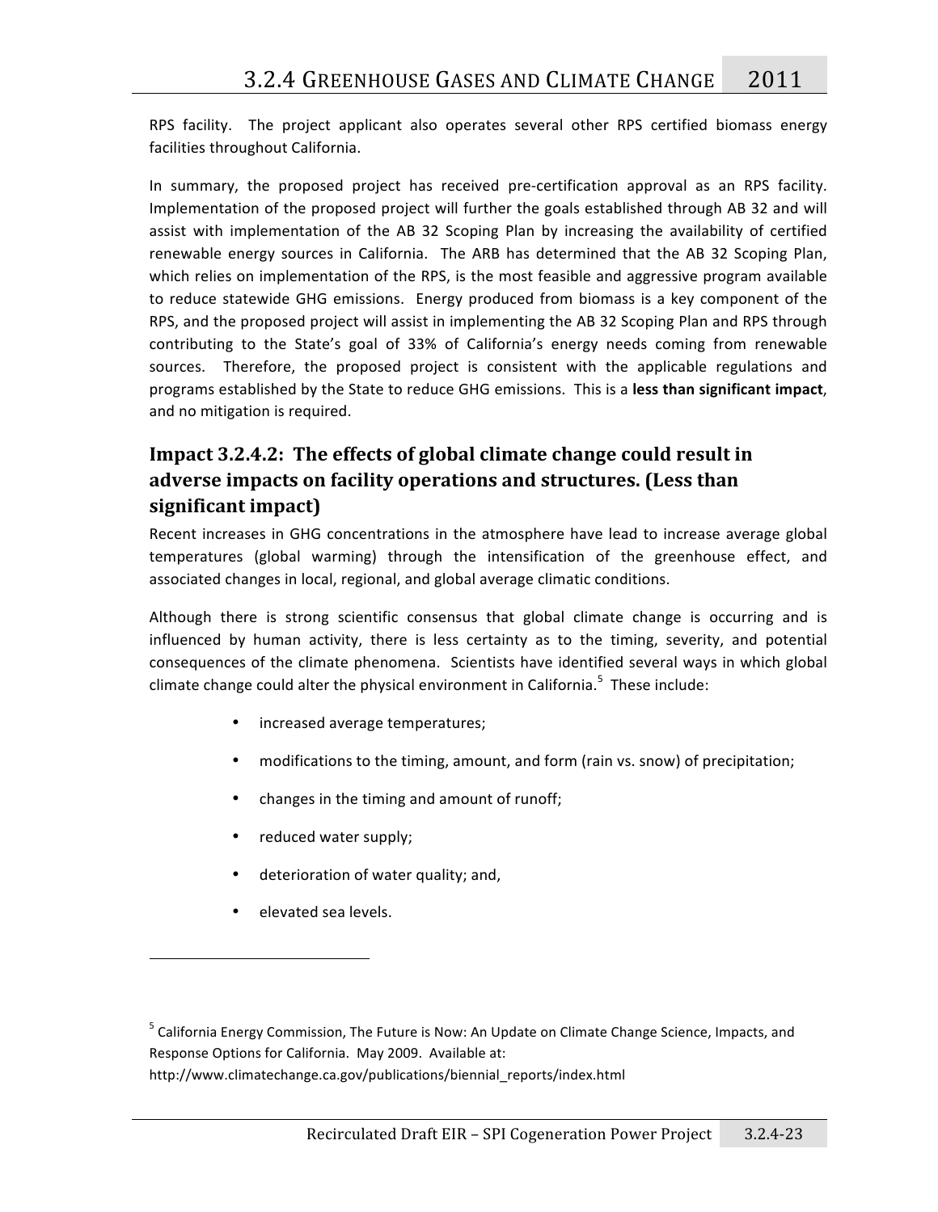RPS facility. The project applicant also operates several other RPS certified biomass energy facilities throughout California.

In summary, the proposed project has received pre-certification approval as an RPS facility. Implementation of the proposed project will further the goals established through AB 32 and will assist with implementation of the AB 32 Scoping Plan by increasing the availability of certified renewable energy sources in California. The ARB has determined that the AB 32 Scoping Plan, which relies on implementation of the RPS, is the most feasible and aggressive program available to reduce statewide GHG emissions. Energy produced from biomass is a key component of the RPS, and the proposed project will assist in implementing the AB 32 Scoping Plan and RPS through contributing to the State's goal of 33% of California's energy needs coming from renewable sources. Therefore, the proposed project is consistent with the applicable regulations and programs established by the State to reduce GHG emissions. This is a **less than significant impact**, and no mitigation is required.

## Impact 3.2.4.2: The effects of global climate change could result in adverse impacts on facility operations and structures. (Less than significant impact)

Recent increases in GHG concentrations in the atmosphere have lead to increase average global temperatures (global warming) through the intensification of the greenhouse effect, and associated changes in local, regional, and global average climatic conditions.

Although there is strong scientific consensus that global climate change is occurring and is influenced by human activity, there is less certainty as to the timing, severity, and potential consequences of the climate phenomena. Scientists have identified several ways in which global climate change could alter the physical environment in California.[5] These include:

- increased average temperatures;
- modifications to the timing, amount, and form (rain vs. snow) of precipitation;
- changes in the timing and amount of runoff;
- reduced water supply;
- deterioration of water quality; and,
- elevated sea levels.

---

[5] California Energy Commission, The Future is Now: An Update on Climate Change Science, Impacts, and Response Options for California. May 2009. Available at: http://www.climatechange.ca.gov/publications/biennial_reports/index.html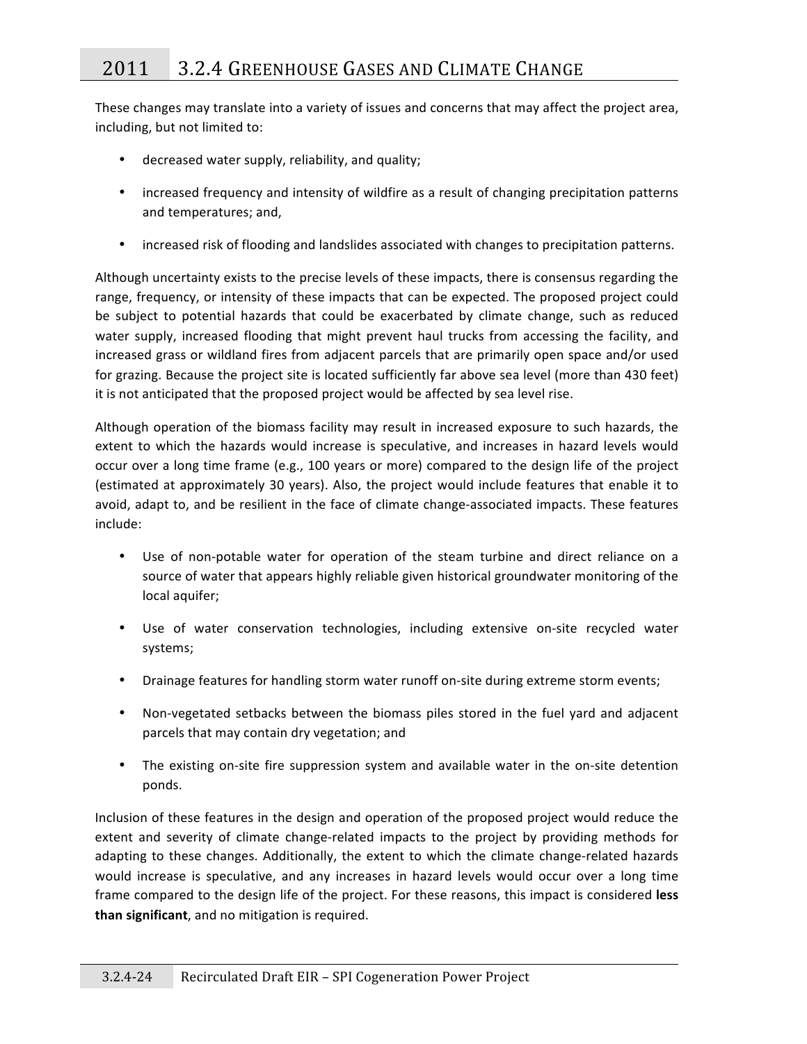These changes may translate into a variety of issues and concerns that may affect the project area, including, but not limited to:

- decreased water supply, reliability, and quality;
- increased frequency and intensity of wildfire as a result of changing precipitation patterns and temperatures; and,
- increased risk of flooding and landslides associated with changes to precipitation patterns.

Although uncertainty exists to the precise levels of these impacts, there is consensus regarding the range, frequency, or intensity of these impacts that can be expected. The proposed project could be subject to potential hazards that could be exacerbated by climate change, such as reduced water supply, increased flooding that might prevent haul trucks from accessing the facility, and increased grass or wildland fires from adjacent parcels that are primarily open space and/or used for grazing. Because the project site is located sufficiently far above sea level (more than 430 feet) it is not anticipated that the proposed project would be affected by sea level rise.

Although operation of the biomass facility may result in increased exposure to such hazards, the extent to which the hazards would increase is speculative, and increases in hazard levels would occur over a long time frame (e.g., 100 years or more) compared to the design life of the project (estimated at approximately 30 years). Also, the project would include features that enable it to avoid, adapt to, and be resilient in the face of climate change-associated impacts. These features include:

- Use of non-potable water for operation of the steam turbine and direct reliance on a source of water that appears highly reliable given historical groundwater monitoring of the local aquifer;
- Use of water conservation technologies, including extensive on-site recycled water systems;
- Drainage features for handling storm water runoff on-site during extreme storm events;
- Non-vegetated setbacks between the biomass piles stored in the fuel yard and adjacent parcels that may contain dry vegetation; and
- The existing on-site fire suppression system and available water in the on-site detention ponds.

Inclusion of these features in the design and operation of the proposed project would reduce the extent and severity of climate change-related impacts to the project by providing methods for adapting to these changes. Additionally, the extent to which the climate change-related hazards would increase is speculative, and any increases in hazard levels would occur over a long time frame compared to the design life of the project. For these reasons, this impact is considered **less than significant**, and no mitigation is required.